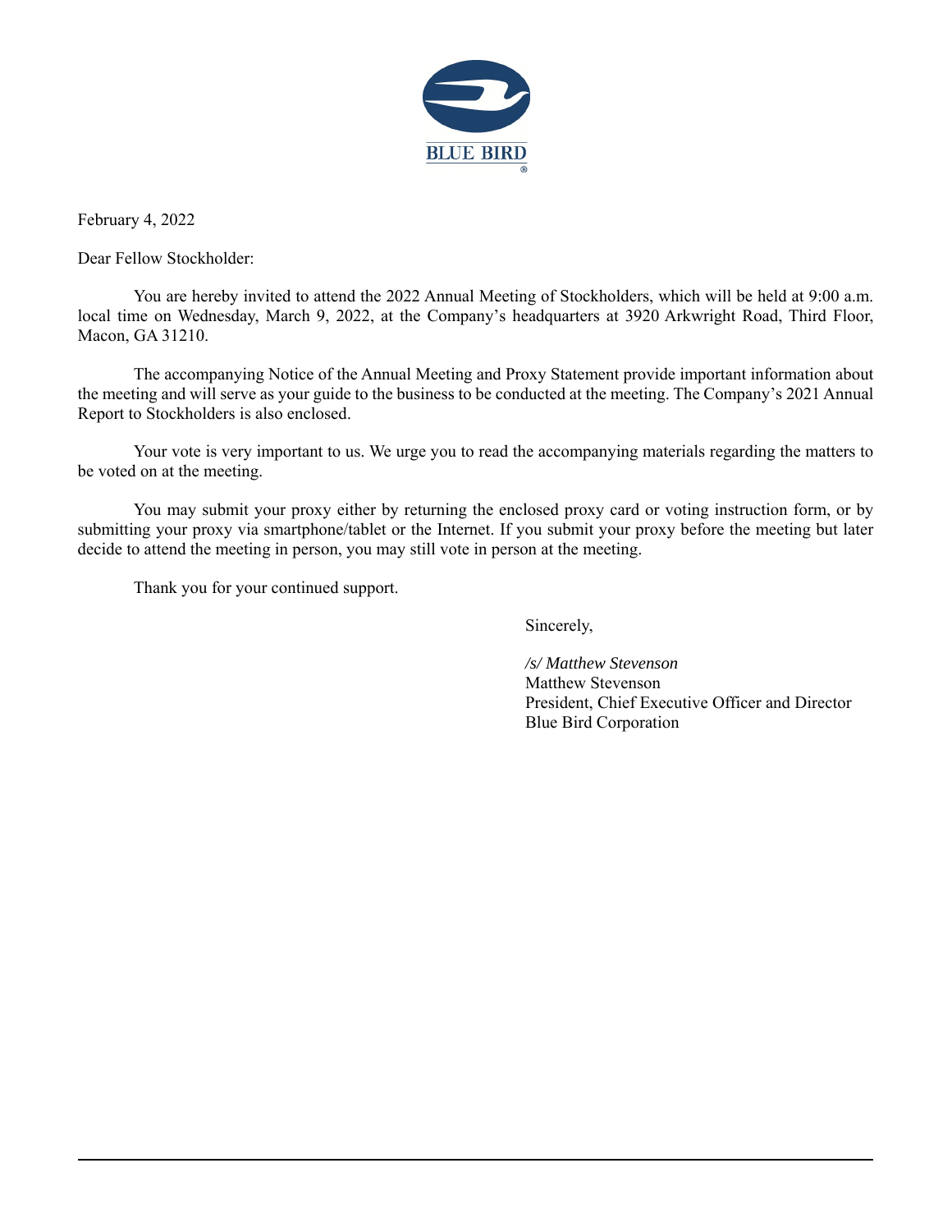BLUE BIRD®

February 4, 2022

Dear Fellow Stockholder:

You are hereby invited to attend the 2022 Annual Meeting of Stockholders, which will be held at 9:00 a.m. local time on Wednesday, March 9, 2022, at the Company's headquarters at 3920 Arkwright Road, Third Floor, Macon, GA 31210.

The accompanying Notice of the Annual Meeting and Proxy Statement provide important information about the meeting and will serve as your guide to the business to be conducted at the meeting. The Company's 2021 Annual Report to Stockholders is also enclosed.

Your vote is very important to us. We urge you to read the accompanying materials regarding the matters to be voted on at the meeting.

You may submit your proxy either by returning the enclosed proxy card or voting instruction form, or by submitting your proxy via smartphone/tablet or the Internet. If you submit your proxy before the meeting but later decide to attend the meeting in person, you may still vote in person at the meeting.

Thank you for your continued support.

Sincerely,

*/s/ Matthew Stevenson*
Matthew Stevenson
President, Chief Executive Officer and Director
Blue Bird Corporation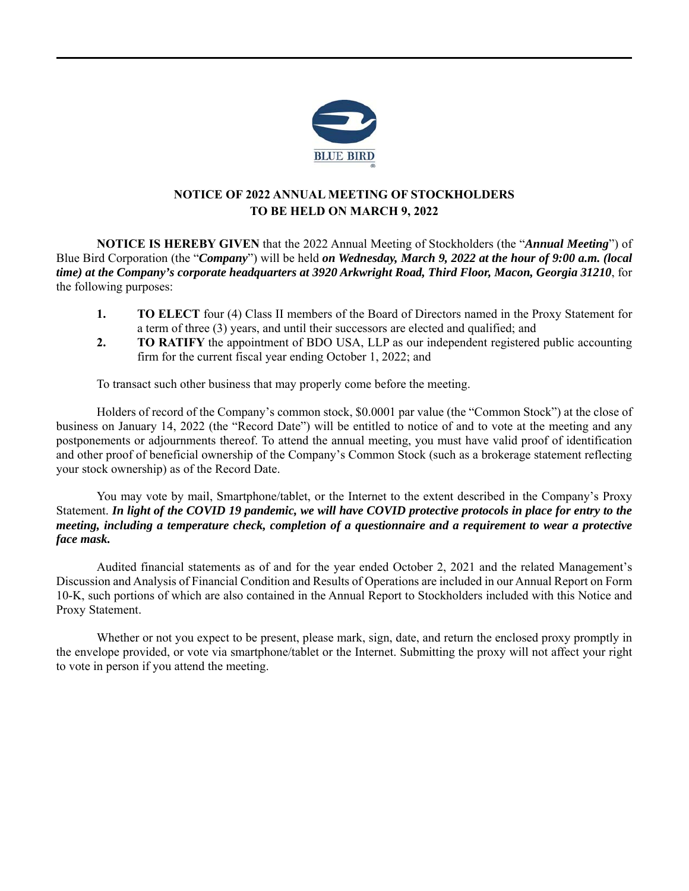BLUE BIRD

## NOTICE OF 2022 ANNUAL MEETING OF STOCKHOLDERS TO BE HELD ON MARCH 9, 2022

**NOTICE IS HEREBY GIVEN** that the 2022 Annual Meeting of Stockholders (the "***Annual Meeting***") of Blue Bird Corporation (the "***Company***") will be held ***on Wednesday, March 9, 2022 at the hour of 9:00 a.m. (local time) at the Company's corporate headquarters at 3920 Arkwright Road, Third Floor, Macon, Georgia 31210***, for the following purposes:

1. **TO ELECT** four (4) Class II members of the Board of Directors named in the Proxy Statement for a term of three (3) years, and until their successors are elected and qualified; and
2. **TO RATIFY** the appointment of BDO USA, LLP as our independent registered public accounting firm for the current fiscal year ending October 1, 2022; and

To transact such other business that may properly come before the meeting.

Holders of record of the Company's common stock, $0.0001 par value (the "Common Stock") at the close of business on January 14, 2022 (the "Record Date") will be entitled to notice of and to vote at the meeting and any postponements or adjournments thereof. To attend the annual meeting, you must have valid proof of identification and other proof of beneficial ownership of the Company's Common Stock (such as a brokerage statement reflecting your stock ownership) as of the Record Date.

You may vote by mail, Smartphone/tablet, or the Internet to the extent described in the Company's Proxy Statement. ***In light of the COVID 19 pandemic, we will have COVID protective protocols in place for entry to the meeting, including a temperature check, completion of a questionnaire and a requirement to wear a protective face mask.***

Audited financial statements as of and for the year ended October 2, 2021 and the related Management's Discussion and Analysis of Financial Condition and Results of Operations are included in our Annual Report on Form 10-K, such portions of which are also contained in the Annual Report to Stockholders included with this Notice and Proxy Statement.

Whether or not you expect to be present, please mark, sign, date, and return the enclosed proxy promptly in the envelope provided, or vote via smartphone/tablet or the Internet. Submitting the proxy will not affect your right to vote in person if you attend the meeting.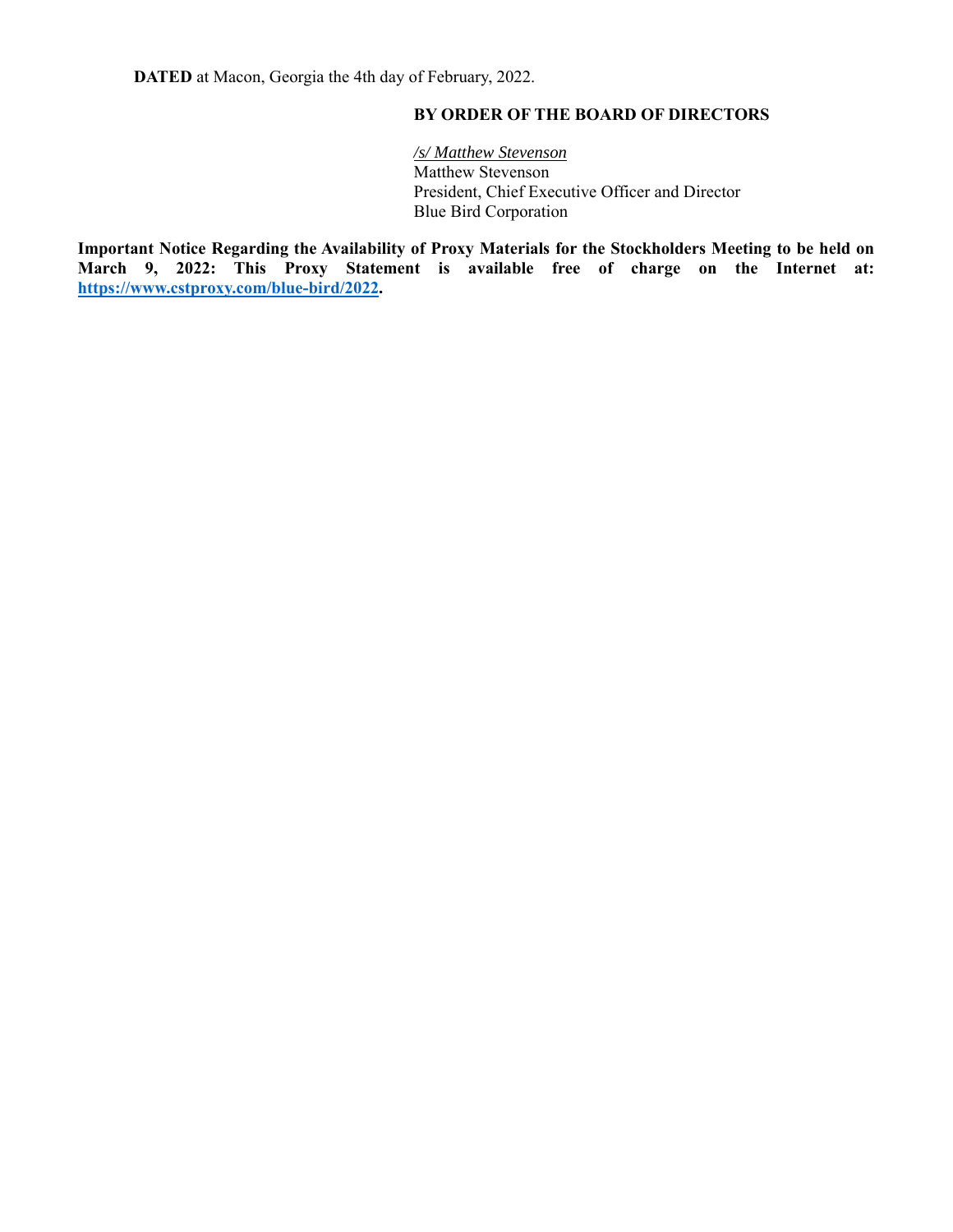**DATED** at Macon, Georgia the 4th day of February, 2022.

**BY ORDER OF THE BOARD OF DIRECTORS**

*/s/ Matthew Stevenson*
Matthew Stevenson
President, Chief Executive Officer and Director
Blue Bird Corporation

**Important Notice Regarding the Availability of Proxy Materials for the Stockholders Meeting to be held on March 9, 2022: This Proxy Statement is available free of charge on the Internet at: https://www.cstproxy.com/blue-bird/2022.**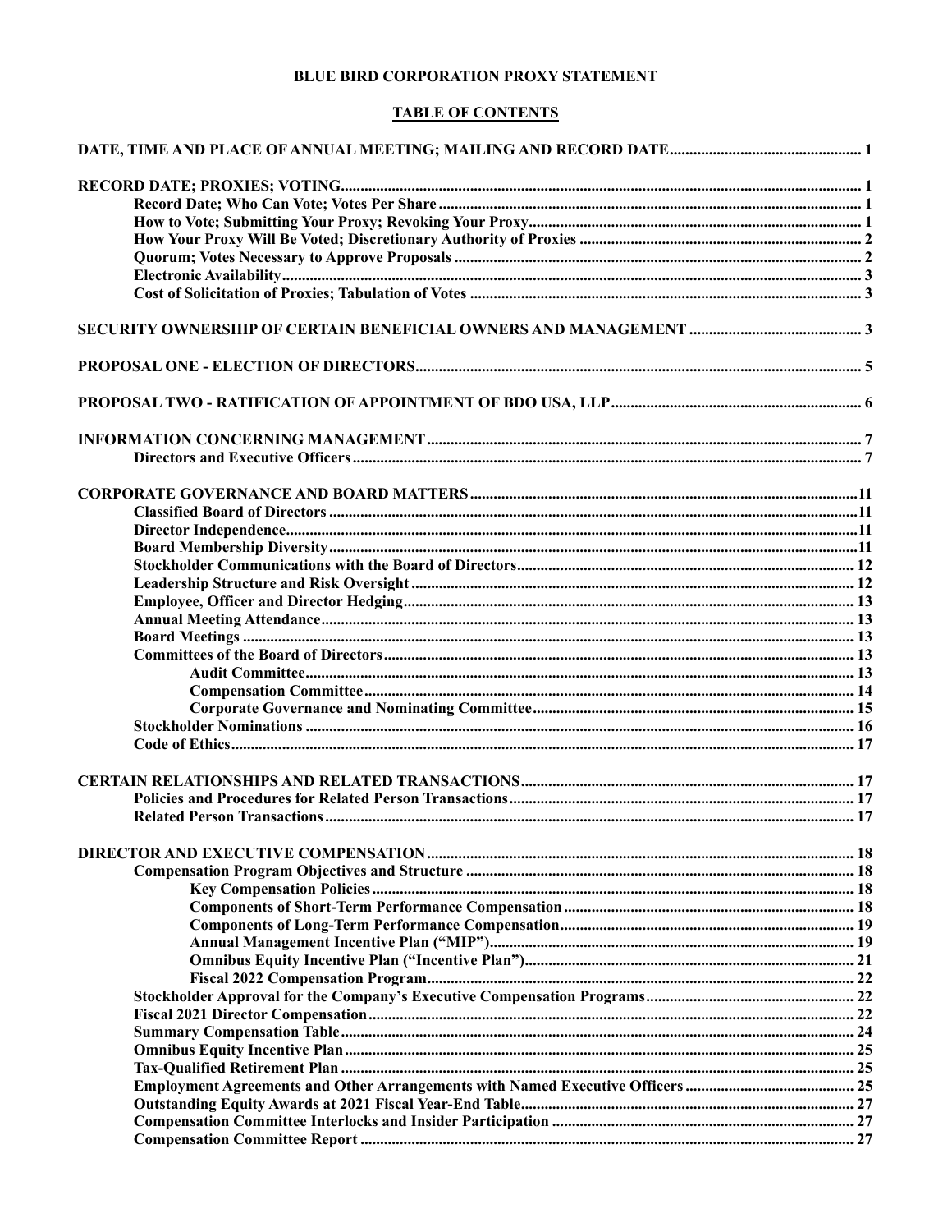**BLUE BIRD CORPORATION PROXY STATEMENT**

**TABLE OF CONTENTS**

| | |
|---|---|
| **DATE, TIME AND PLACE OF ANNUAL MEETING; MAILING AND RECORD DATE** | **1** |
| **RECORD DATE; PROXIES; VOTING** | **1** |
| Record Date; Who Can Vote; Votes Per Share | 1 |
| How to Vote; Submitting Your Proxy; Revoking Your Proxy | 1 |
| How Your Proxy Will Be Voted; Discretionary Authority of Proxies | 2 |
| Quorum; Votes Necessary to Approve Proposals | 2 |
| Electronic Availability | 3 |
| Cost of Solicitation of Proxies; Tabulation of Votes | 3 |
| **SECURITY OWNERSHIP OF CERTAIN BENEFICIAL OWNERS AND MANAGEMENT** | **3** |
| **PROPOSAL ONE - ELECTION OF DIRECTORS** | **5** |
| **PROPOSAL TWO - RATIFICATION OF APPOINTMENT OF BDO USA, LLP** | **6** |
| **INFORMATION CONCERNING MANAGEMENT** | **7** |
| Directors and Executive Officers | 7 |
| **CORPORATE GOVERNANCE AND BOARD MATTERS** | **11** |
| Classified Board of Directors | 11 |
| Director Independence | 11 |
| Board Membership Diversity | 11 |
| Stockholder Communications with the Board of Directors | 12 |
| Leadership Structure and Risk Oversight | 12 |
| Employee, Officer and Director Hedging | 13 |
| Annual Meeting Attendance | 13 |
| Board Meetings | 13 |
| Committees of the Board of Directors | 13 |
| Audit Committee | 13 |
| Compensation Committee | 14 |
| Corporate Governance and Nominating Committee | 15 |
| Stockholder Nominations | 16 |
| Code of Ethics | 17 |
| **CERTAIN RELATIONSHIPS AND RELATED TRANSACTIONS** | **17** |
| Policies and Procedures for Related Person Transactions | 17 |
| Related Person Transactions | 17 |
| **DIRECTOR AND EXECUTIVE COMPENSATION** | **18** |
| Compensation Program Objectives and Structure | 18 |
| Key Compensation Policies | 18 |
| Components of Short-Term Performance Compensation | 18 |
| Components of Long-Term Performance Compensation | 19 |
| Annual Management Incentive Plan ("MIP") | 19 |
| Omnibus Equity Incentive Plan ("Incentive Plan") | 21 |
| Fiscal 2022 Compensation Program | 22 |
| Stockholder Approval for the Company's Executive Compensation Programs | 22 |
| Fiscal 2021 Director Compensation | 22 |
| Summary Compensation Table | 24 |
| Omnibus Equity Incentive Plan | 25 |
| Tax-Qualified Retirement Plan | 25 |
| Employment Agreements and Other Arrangements with Named Executive Officers | 25 |
| Outstanding Equity Awards at 2021 Fiscal Year-End Table | 27 |
| Compensation Committee Interlocks and Insider Participation | 27 |
| Compensation Committee Report | 27 |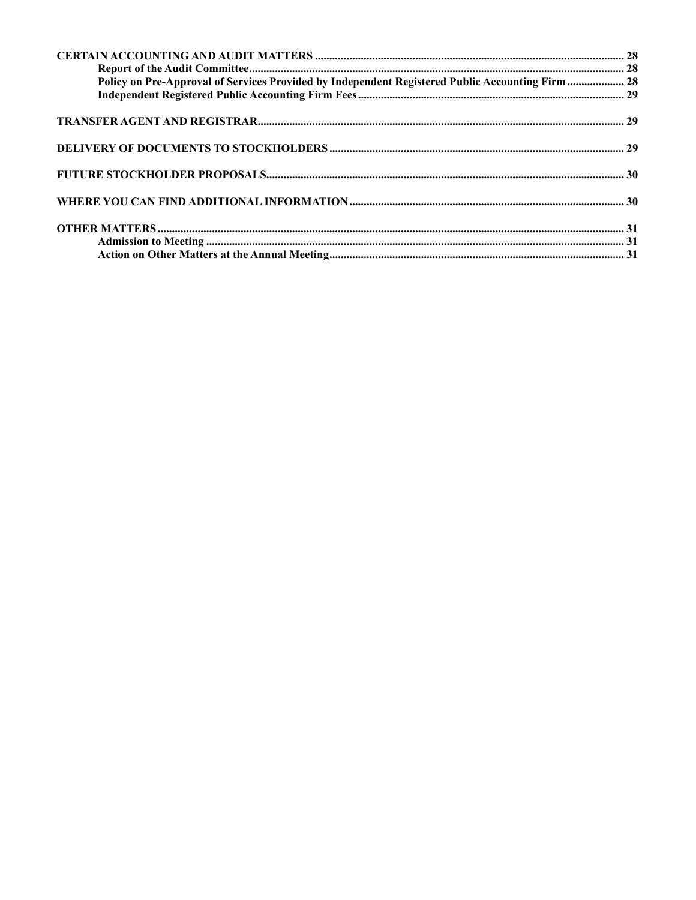**CERTAIN ACCOUNTING AND AUDIT MATTERS** .......... 28
- **Report of the Audit Committee** .......... 28
- **Policy on Pre-Approval of Services Provided by Independent Registered Public Accounting Firm** .......... 28
- **Independent Registered Public Accounting Firm Fees** .......... 29

**TRANSFER AGENT AND REGISTRAR** .......... 29

**DELIVERY OF DOCUMENTS TO STOCKHOLDERS** .......... 29

**FUTURE STOCKHOLDER PROPOSALS** .......... 30

**WHERE YOU CAN FIND ADDITIONAL INFORMATION** .......... 30

**OTHER MATTERS** .......... 31
- **Admission to Meeting** .......... 31
- **Action on Other Matters at the Annual Meeting** .......... 31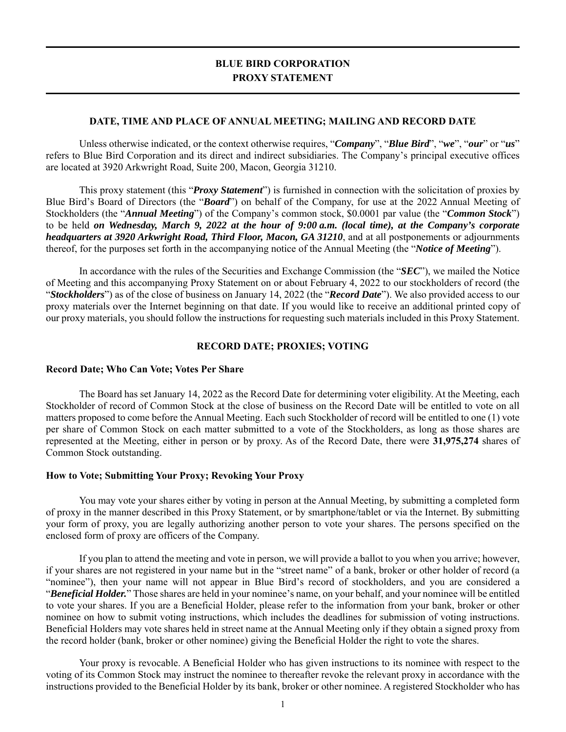# BLUE BIRD CORPORATION
# PROXY STATEMENT

## DATE, TIME AND PLACE OF ANNUAL MEETING; MAILING AND RECORD DATE

Unless otherwise indicated, or the context otherwise requires, "***Company***", "***Blue Bird***", "***we***", "***our***" or "***us***" refers to Blue Bird Corporation and its direct and indirect subsidiaries. The Company's principal executive offices are located at 3920 Arkwright Road, Suite 200, Macon, Georgia 31210.

This proxy statement (this "***Proxy Statement***") is furnished in connection with the solicitation of proxies by Blue Bird's Board of Directors (the "***Board***") on behalf of the Company, for use at the 2022 Annual Meeting of Stockholders (the "***Annual Meeting***") of the Company's common stock, $0.0001 par value (the "***Common Stock***") to be held ***on Wednesday, March 9, 2022 at the hour of 9:00 a.m. (local time), at the Company's corporate headquarters at 3920 Arkwright Road, Third Floor, Macon, GA 31210***, and at all postponements or adjournments thereof, for the purposes set forth in the accompanying notice of the Annual Meeting (the "***Notice of Meeting***").

In accordance with the rules of the Securities and Exchange Commission (the "***SEC***"), we mailed the Notice of Meeting and this accompanying Proxy Statement on or about February 4, 2022 to our stockholders of record (the "***Stockholders***") as of the close of business on January 14, 2022 (the "***Record Date***"). We also provided access to our proxy materials over the Internet beginning on that date. If you would like to receive an additional printed copy of our proxy materials, you should follow the instructions for requesting such materials included in this Proxy Statement.

## RECORD DATE; PROXIES; VOTING

### Record Date; Who Can Vote; Votes Per Share

The Board has set January 14, 2022 as the Record Date for determining voter eligibility. At the Meeting, each Stockholder of record of Common Stock at the close of business on the Record Date will be entitled to vote on all matters proposed to come before the Annual Meeting. Each such Stockholder of record will be entitled to one (1) vote per share of Common Stock on each matter submitted to a vote of the Stockholders, as long as those shares are represented at the Meeting, either in person or by proxy. As of the Record Date, there were **31,975,274** shares of Common Stock outstanding.

### How to Vote; Submitting Your Proxy; Revoking Your Proxy

You may vote your shares either by voting in person at the Annual Meeting, by submitting a completed form of proxy in the manner described in this Proxy Statement, or by smartphone/tablet or via the Internet. By submitting your form of proxy, you are legally authorizing another person to vote your shares. The persons specified on the enclosed form of proxy are officers of the Company.

If you plan to attend the meeting and vote in person, we will provide a ballot to you when you arrive; however, if your shares are not registered in your name but in the "street name" of a bank, broker or other holder of record (a "nominee"), then your name will not appear in Blue Bird's record of stockholders, and you are considered a "***Beneficial Holder.***" Those shares are held in your nominee's name, on your behalf, and your nominee will be entitled to vote your shares. If you are a Beneficial Holder, please refer to the information from your bank, broker or other nominee on how to submit voting instructions, which includes the deadlines for submission of voting instructions. Beneficial Holders may vote shares held in street name at the Annual Meeting only if they obtain a signed proxy from the record holder (bank, broker or other nominee) giving the Beneficial Holder the right to vote the shares.

Your proxy is revocable. A Beneficial Holder who has given instructions to its nominee with respect to the voting of its Common Stock may instruct the nominee to thereafter revoke the relevant proxy in accordance with the instructions provided to the Beneficial Holder by its bank, broker or other nominee. A registered Stockholder who has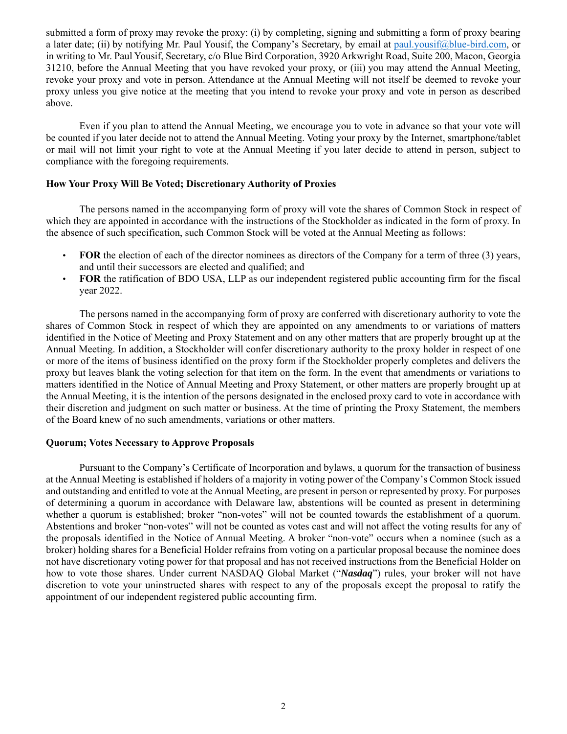submitted a form of proxy may revoke the proxy: (i) by completing, signing and submitting a form of proxy bearing a later date; (ii) by notifying Mr. Paul Yousif, the Company's Secretary, by email at paul.yousif@blue-bird.com, or in writing to Mr. Paul Yousif, Secretary, c/o Blue Bird Corporation, 3920 Arkwright Road, Suite 200, Macon, Georgia 31210, before the Annual Meeting that you have revoked your proxy, or (iii) you may attend the Annual Meeting, revoke your proxy and vote in person. Attendance at the Annual Meeting will not itself be deemed to revoke your proxy unless you give notice at the meeting that you intend to revoke your proxy and vote in person as described above.

Even if you plan to attend the Annual Meeting, we encourage you to vote in advance so that your vote will be counted if you later decide not to attend the Annual Meeting. Voting your proxy by the Internet, smartphone/tablet or mail will not limit your right to vote at the Annual Meeting if you later decide to attend in person, subject to compliance with the foregoing requirements.

### How Your Proxy Will Be Voted; Discretionary Authority of Proxies

The persons named in the accompanying form of proxy will vote the shares of Common Stock in respect of which they are appointed in accordance with the instructions of the Stockholder as indicated in the form of proxy. In the absence of such specification, such Common Stock will be voted at the Annual Meeting as follows:

- **FOR** the election of each of the director nominees as directors of the Company for a term of three (3) years, and until their successors are elected and qualified; and
- **FOR** the ratification of BDO USA, LLP as our independent registered public accounting firm for the fiscal year 2022.

The persons named in the accompanying form of proxy are conferred with discretionary authority to vote the shares of Common Stock in respect of which they are appointed on any amendments to or variations of matters identified in the Notice of Meeting and Proxy Statement and on any other matters that are properly brought up at the Annual Meeting. In addition, a Stockholder will confer discretionary authority to the proxy holder in respect of one or more of the items of business identified on the proxy form if the Stockholder properly completes and delivers the proxy but leaves blank the voting selection for that item on the form. In the event that amendments or variations to matters identified in the Notice of Annual Meeting and Proxy Statement, or other matters are properly brought up at the Annual Meeting, it is the intention of the persons designated in the enclosed proxy card to vote in accordance with their discretion and judgment on such matter or business. At the time of printing the Proxy Statement, the members of the Board knew of no such amendments, variations or other matters.

### Quorum; Votes Necessary to Approve Proposals

Pursuant to the Company's Certificate of Incorporation and bylaws, a quorum for the transaction of business at the Annual Meeting is established if holders of a majority in voting power of the Company's Common Stock issued and outstanding and entitled to vote at the Annual Meeting, are present in person or represented by proxy. For purposes of determining a quorum in accordance with Delaware law, abstentions will be counted as present in determining whether a quorum is established; broker "non-votes" will not be counted towards the establishment of a quorum. Abstentions and broker "non-votes" will not be counted as votes cast and will not affect the voting results for any of the proposals identified in the Notice of Annual Meeting. A broker "non-vote" occurs when a nominee (such as a broker) holding shares for a Beneficial Holder refrains from voting on a particular proposal because the nominee does not have discretionary voting power for that proposal and has not received instructions from the Beneficial Holder on how to vote those shares. Under current NASDAQ Global Market ("***Nasdaq***") rules, your broker will not have discretion to vote your uninstructed shares with respect to any of the proposals except the proposal to ratify the appointment of our independent registered public accounting firm.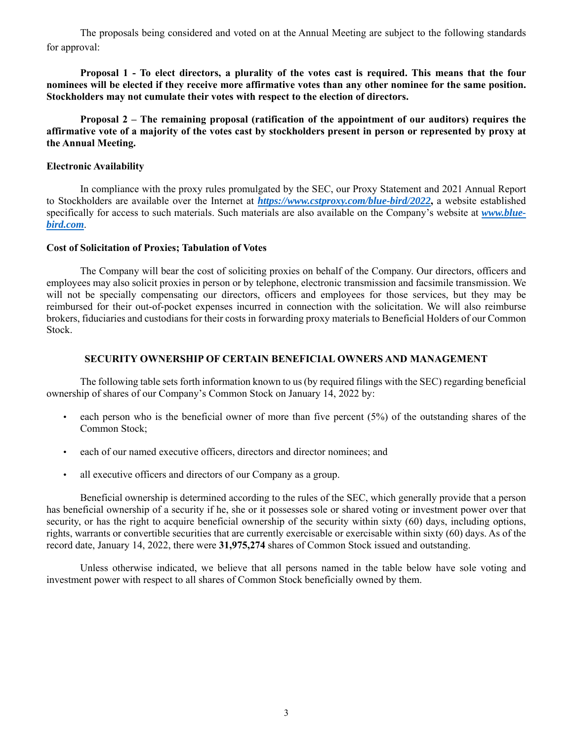The proposals being considered and voted on at the Annual Meeting are subject to the following standards for approval:

**Proposal 1 - To elect directors, a plurality of the votes cast is required. This means that the four nominees will be elected if they receive more affirmative votes than any other nominee for the same position. Stockholders may not cumulate their votes with respect to the election of directors.**

**Proposal 2 – The remaining proposal (ratification of the appointment of our auditors) requires the affirmative vote of a majority of the votes cast by stockholders present in person or represented by proxy at the Annual Meeting.**

**Electronic Availability**

In compliance with the proxy rules promulgated by the SEC, our Proxy Statement and 2021 Annual Report to Stockholders are available over the Internet at ***https://www.cstproxy.com/blue-bird/2022*****,** a website established specifically for access to such materials. Such materials are also available on the Company's website at ***www.blue-bird.com***.

**Cost of Solicitation of Proxies; Tabulation of Votes**

The Company will bear the cost of soliciting proxies on behalf of the Company. Our directors, officers and employees may also solicit proxies in person or by telephone, electronic transmission and facsimile transmission. We will not be specially compensating our directors, officers and employees for those services, but they may be reimbursed for their out-of-pocket expenses incurred in connection with the solicitation. We will also reimburse brokers, fiduciaries and custodians for their costs in forwarding proxy materials to Beneficial Holders of our Common Stock.

## SECURITY OWNERSHIP OF CERTAIN BENEFICIAL OWNERS AND MANAGEMENT

The following table sets forth information known to us (by required filings with the SEC) regarding beneficial ownership of shares of our Company's Common Stock on January 14, 2022 by:

- each person who is the beneficial owner of more than five percent (5%) of the outstanding shares of the Common Stock;
- each of our named executive officers, directors and director nominees; and
- all executive officers and directors of our Company as a group.

Beneficial ownership is determined according to the rules of the SEC, which generally provide that a person has beneficial ownership of a security if he, she or it possesses sole or shared voting or investment power over that security, or has the right to acquire beneficial ownership of the security within sixty (60) days, including options, rights, warrants or convertible securities that are currently exercisable or exercisable within sixty (60) days. As of the record date, January 14, 2022, there were **31,975,274** shares of Common Stock issued and outstanding.

Unless otherwise indicated, we believe that all persons named in the table below have sole voting and investment power with respect to all shares of Common Stock beneficially owned by them.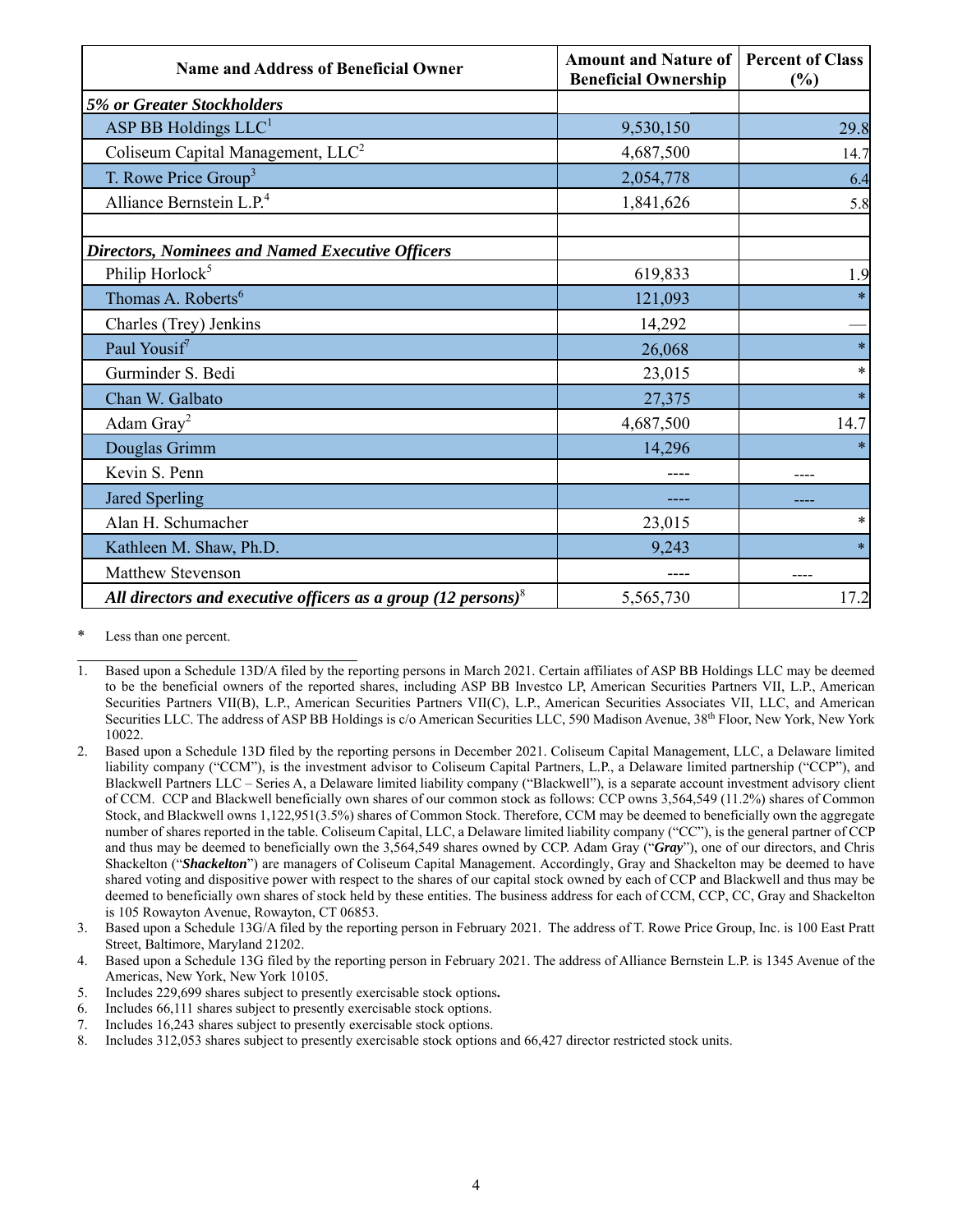| Name and Address of Beneficial Owner | Amount and Nature of Beneficial Ownership | Percent of Class (%) |
|---|---|---|
| ***5% or Greater Stockholders*** | | |
| ASP BB Holdings LLC[1] | 9,530,150 | 29.8 |
| Coliseum Capital Management, LLC[2] | 4,687,500 | 14.7 |
| T. Rowe Price Group[3] | 2,054,778 | 6.4 |
| Alliance Bernstein L.P.[4] | 1,841,626 | 5.8 |
| | | |
| ***Directors, Nominees and Named Executive Officers*** | | |
| Philip Horlock[5] | 619,833 | 1.9 |
| Thomas A. Roberts[6] | 121,093 | * |
| Charles (Trey) Jenkins | 14,292 | — |
| Paul Yousif[7] | 26,068 | * |
| Gurminder S. Bedi | 23,015 | * |
| Chan W. Galbato | 27,375 | * |
| Adam Gray[2] | 4,687,500 | 14.7 |
| Douglas Grimm | 14,296 | * |
| Kevin S. Penn | ---- | ---- |
| Jared Sperling | ---- | ---- |
| Alan H. Schumacher | 23,015 | * |
| Kathleen M. Shaw, Ph.D. | 9,243 | * |
| Matthew Stevenson | ---- | ---- |
| ***All directors and executive officers as a group (12 persons)***[8] | 5,565,730 | 17.2 |

\* Less than one percent.

1. Based upon a Schedule 13D/A filed by the reporting persons in March 2021. Certain affiliates of ASP BB Holdings LLC may be deemed to be the beneficial owners of the reported shares, including ASP BB Investco LP, American Securities Partners VII, L.P., American Securities Partners VII(B), L.P., American Securities Partners VII(C), L.P., American Securities Associates VII, LLC, and American Securities LLC. The address of ASP BB Holdings is c/o American Securities LLC, 590 Madison Avenue, 38th Floor, New York, New York 10022.
2. Based upon a Schedule 13D filed by the reporting persons in December 2021. Coliseum Capital Management, LLC, a Delaware limited liability company ("CCM"), is the investment advisor to Coliseum Capital Partners, L.P., a Delaware limited partnership ("CCP"), and Blackwell Partners LLC – Series A, a Delaware limited liability company ("Blackwell"), is a separate account investment advisory client of CCM. CCP and Blackwell beneficially own shares of our common stock as follows: CCP owns 3,564,549 (11.2%) shares of Common Stock, and Blackwell owns 1,122,951(3.5%) shares of Common Stock. Therefore, CCM may be deemed to beneficially own the aggregate number of shares reported in the table. Coliseum Capital, LLC, a Delaware limited liability company ("CC"), is the general partner of CCP and thus may be deemed to beneficially own the 3,564,549 shares owned by CCP. Adam Gray ("***Gray***"), one of our directors, and Chris Shackelton ("***Shackelton***") are managers of Coliseum Capital Management. Accordingly, Gray and Shackelton may be deemed to have shared voting and dispositive power with respect to the shares of our capital stock owned by each of CCP and Blackwell and thus may be deemed to beneficially own shares of stock held by these entities. The business address for each of CCM, CCP, CC, Gray and Shackelton is 105 Rowayton Avenue, Rowayton, CT 06853.
3. Based upon a Schedule 13G/A filed by the reporting person in February 2021. The address of T. Rowe Price Group, Inc. is 100 East Pratt Street, Baltimore, Maryland 21202.
4. Based upon a Schedule 13G filed by the reporting person in February 2021. The address of Alliance Bernstein L.P. is 1345 Avenue of the Americas, New York, New York 10105.
5. Includes 229,699 shares subject to presently exercisable stock options**.**
6. Includes 66,111 shares subject to presently exercisable stock options.
7. Includes 16,243 shares subject to presently exercisable stock options.
8. Includes 312,053 shares subject to presently exercisable stock options and 66,427 director restricted stock units.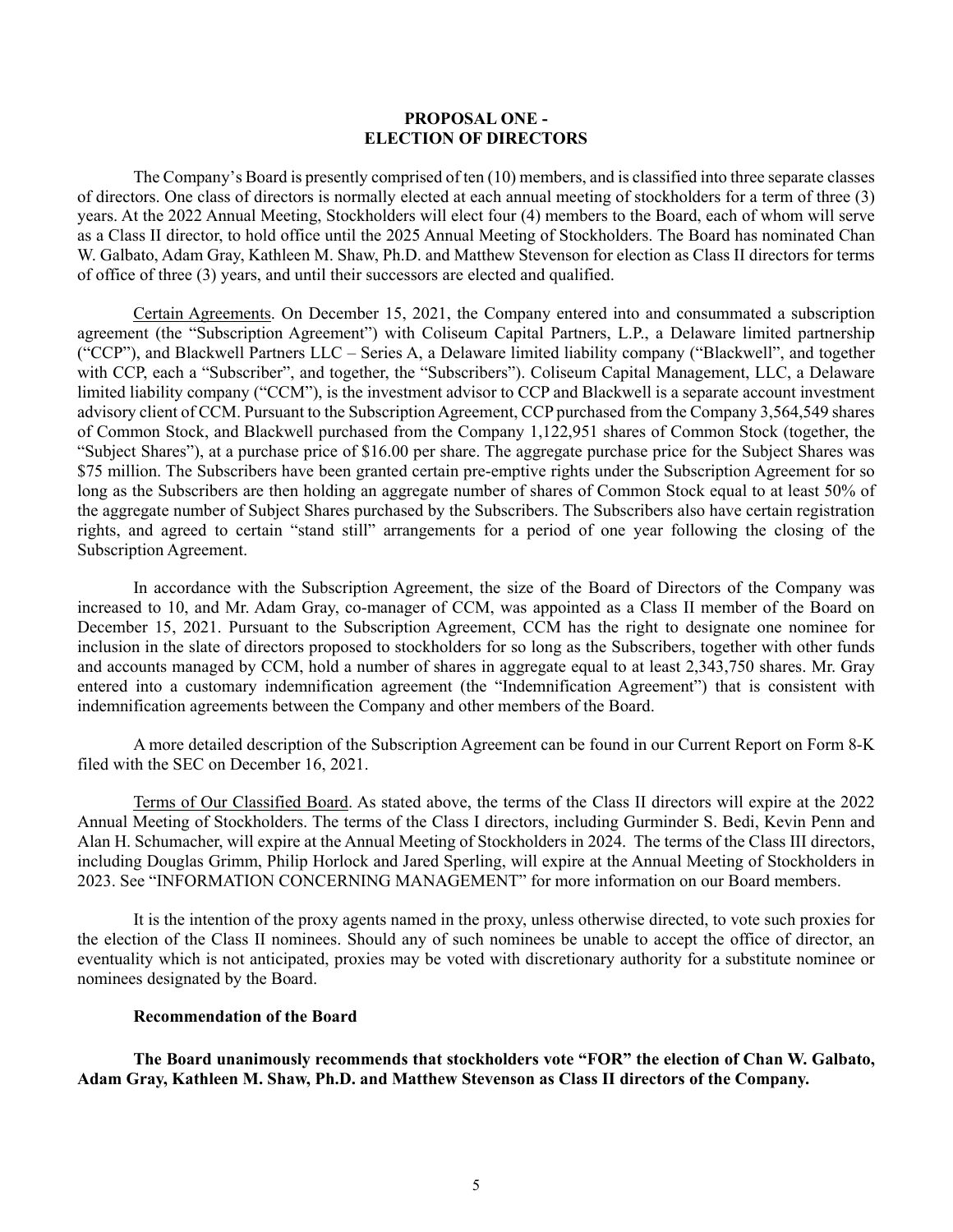## PROPOSAL ONE - ELECTION OF DIRECTORS

The Company's Board is presently comprised of ten (10) members, and is classified into three separate classes of directors. One class of directors is normally elected at each annual meeting of stockholders for a term of three (3) years. At the 2022 Annual Meeting, Stockholders will elect four (4) members to the Board, each of whom will serve as a Class II director, to hold office until the 2025 Annual Meeting of Stockholders. The Board has nominated Chan W. Galbato, Adam Gray, Kathleen M. Shaw, Ph.D. and Matthew Stevenson for election as Class II directors for terms of office of three (3) years, and until their successors are elected and qualified.

Certain Agreements. On December 15, 2021, the Company entered into and consummated a subscription agreement (the "Subscription Agreement") with Coliseum Capital Partners, L.P., a Delaware limited partnership ("CCP"), and Blackwell Partners LLC – Series A, a Delaware limited liability company ("Blackwell", and together with CCP, each a "Subscriber", and together, the "Subscribers"). Coliseum Capital Management, LLC, a Delaware limited liability company ("CCM"), is the investment advisor to CCP and Blackwell is a separate account investment advisory client of CCM. Pursuant to the Subscription Agreement, CCP purchased from the Company 3,564,549 shares of Common Stock, and Blackwell purchased from the Company 1,122,951 shares of Common Stock (together, the "Subject Shares"), at a purchase price of $16.00 per share. The aggregate purchase price for the Subject Shares was $75 million. The Subscribers have been granted certain pre-emptive rights under the Subscription Agreement for so long as the Subscribers are then holding an aggregate number of shares of Common Stock equal to at least 50% of the aggregate number of Subject Shares purchased by the Subscribers. The Subscribers also have certain registration rights, and agreed to certain "stand still" arrangements for a period of one year following the closing of the Subscription Agreement.

In accordance with the Subscription Agreement, the size of the Board of Directors of the Company was increased to 10, and Mr. Adam Gray, co-manager of CCM, was appointed as a Class II member of the Board on December 15, 2021. Pursuant to the Subscription Agreement, CCM has the right to designate one nominee for inclusion in the slate of directors proposed to stockholders for so long as the Subscribers, together with other funds and accounts managed by CCM, hold a number of shares in aggregate equal to at least 2,343,750 shares. Mr. Gray entered into a customary indemnification agreement (the "Indemnification Agreement") that is consistent with indemnification agreements between the Company and other members of the Board.

A more detailed description of the Subscription Agreement can be found in our Current Report on Form 8-K filed with the SEC on December 16, 2021.

Terms of Our Classified Board. As stated above, the terms of the Class II directors will expire at the 2022 Annual Meeting of Stockholders. The terms of the Class I directors, including Gurminder S. Bedi, Kevin Penn and Alan H. Schumacher, will expire at the Annual Meeting of Stockholders in 2024. The terms of the Class III directors, including Douglas Grimm, Philip Horlock and Jared Sperling, will expire at the Annual Meeting of Stockholders in 2023. See "INFORMATION CONCERNING MANAGEMENT" for more information on our Board members.

It is the intention of the proxy agents named in the proxy, unless otherwise directed, to vote such proxies for the election of the Class II nominees. Should any of such nominees be unable to accept the office of director, an eventuality which is not anticipated, proxies may be voted with discretionary authority for a substitute nominee or nominees designated by the Board.

### Recommendation of the Board

**The Board unanimously recommends that stockholders vote "FOR" the election of Chan W. Galbato, Adam Gray, Kathleen M. Shaw, Ph.D. and Matthew Stevenson as Class II directors of the Company.**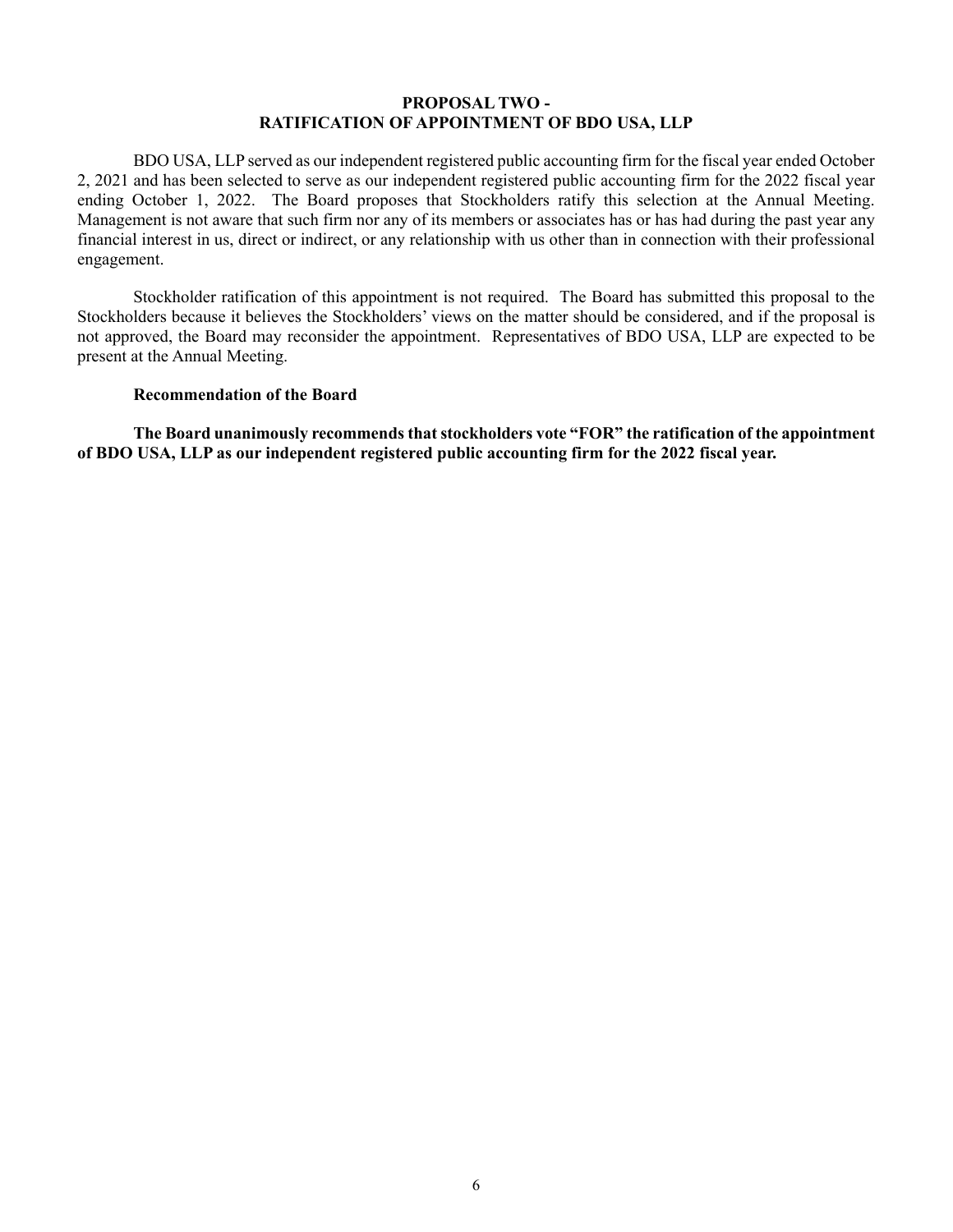## PROPOSAL TWO - RATIFICATION OF APPOINTMENT OF BDO USA, LLP

BDO USA, LLP served as our independent registered public accounting firm for the fiscal year ended October 2, 2021 and has been selected to serve as our independent registered public accounting firm for the 2022 fiscal year ending October 1, 2022. The Board proposes that Stockholders ratify this selection at the Annual Meeting. Management is not aware that such firm nor any of its members or associates has or has had during the past year any financial interest in us, direct or indirect, or any relationship with us other than in connection with their professional engagement.

Stockholder ratification of this appointment is not required. The Board has submitted this proposal to the Stockholders because it believes the Stockholders' views on the matter should be considered, and if the proposal is not approved, the Board may reconsider the appointment. Representatives of BDO USA, LLP are expected to be present at the Annual Meeting.

**Recommendation of the Board**

**The Board unanimously recommends that stockholders vote "FOR" the ratification of the appointment of BDO USA, LLP as our independent registered public accounting firm for the 2022 fiscal year.**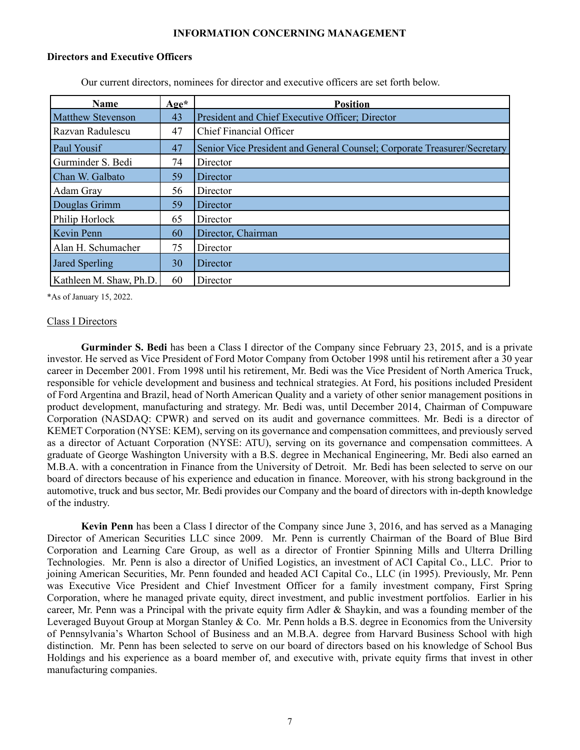## INFORMATION CONCERNING MANAGEMENT

### Directors and Executive Officers

Our current directors, nominees for director and executive officers are set forth below.

| Name | Age* | Position |
|---|---|---|
| Matthew Stevenson | 43 | President and Chief Executive Officer; Director |
| Razvan Radulescu | 47 | Chief Financial Officer |
| Paul Yousif | 47 | Senior Vice President and General Counsel; Corporate Treasurer/Secretary |
| Gurminder S. Bedi | 74 | Director |
| Chan W. Galbato | 59 | Director |
| Adam Gray | 56 | Director |
| Douglas Grimm | 59 | Director |
| Philip Horlock | 65 | Director |
| Kevin Penn | 60 | Director, Chairman |
| Alan H. Schumacher | 75 | Director |
| Jared Sperling | 30 | Director |
| Kathleen M. Shaw, Ph.D. | 60 | Director |

*As of January 15, 2022.

Class I Directors

**Gurminder S. Bedi** has been a Class I director of the Company since February 23, 2015, and is a private investor. He served as Vice President of Ford Motor Company from October 1998 until his retirement after a 30 year career in December 2001. From 1998 until his retirement, Mr. Bedi was the Vice President of North America Truck, responsible for vehicle development and business and technical strategies. At Ford, his positions included President of Ford Argentina and Brazil, head of North American Quality and a variety of other senior management positions in product development, manufacturing and strategy. Mr. Bedi was, until December 2014, Chairman of Compuware Corporation (NASDAQ: CPWR) and served on its audit and governance committees. Mr. Bedi is a director of KEMET Corporation (NYSE: KEM), serving on its governance and compensation committees, and previously served as a director of Actuant Corporation (NYSE: ATU), serving on its governance and compensation committees. A graduate of George Washington University with a B.S. degree in Mechanical Engineering, Mr. Bedi also earned an M.B.A. with a concentration in Finance from the University of Detroit. Mr. Bedi has been selected to serve on our board of directors because of his experience and education in finance. Moreover, with his strong background in the automotive, truck and bus sector, Mr. Bedi provides our Company and the board of directors with in-depth knowledge of the industry.

**Kevin Penn** has been a Class I director of the Company since June 3, 2016, and has served as a Managing Director of American Securities LLC since 2009. Mr. Penn is currently Chairman of the Board of Blue Bird Corporation and Learning Care Group, as well as a director of Frontier Spinning Mills and Ulterra Drilling Technologies. Mr. Penn is also a director of Unified Logistics, an investment of ACI Capital Co., LLC. Prior to joining American Securities, Mr. Penn founded and headed ACI Capital Co., LLC (in 1995). Previously, Mr. Penn was Executive Vice President and Chief Investment Officer for a family investment company, First Spring Corporation, where he managed private equity, direct investment, and public investment portfolios. Earlier in his career, Mr. Penn was a Principal with the private equity firm Adler & Shaykin, and was a founding member of the Leveraged Buyout Group at Morgan Stanley & Co. Mr. Penn holds a B.S. degree in Economics from the University of Pennsylvania's Wharton School of Business and an M.B.A. degree from Harvard Business School with high distinction. Mr. Penn has been selected to serve on our board of directors based on his knowledge of School Bus Holdings and his experience as a board member of, and executive with, private equity firms that invest in other manufacturing companies.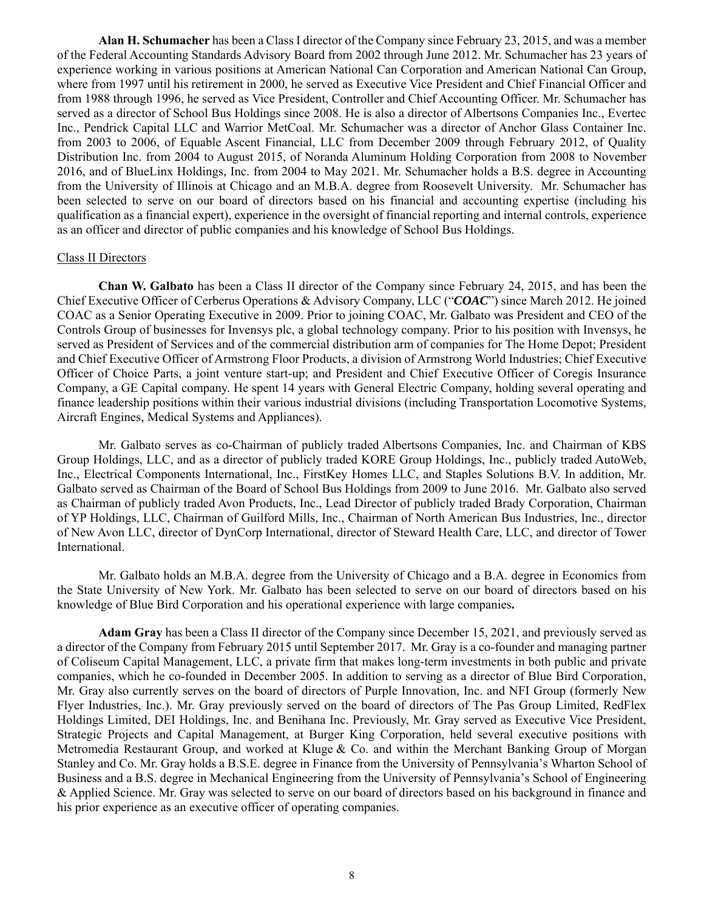**Alan H. Schumacher** has been a Class I director of the Company since February 23, 2015, and was a member of the Federal Accounting Standards Advisory Board from 2002 through June 2012. Mr. Schumacher has 23 years of experience working in various positions at American National Can Corporation and American National Can Group, where from 1997 until his retirement in 2000, he served as Executive Vice President and Chief Financial Officer and from 1988 through 1996, he served as Vice President, Controller and Chief Accounting Officer. Mr. Schumacher has served as a director of School Bus Holdings since 2008. He is also a director of Albertsons Companies Inc., Evertec Inc., Pendrick Capital LLC and Warrior MetCoal. Mr. Schumacher was a director of Anchor Glass Container Inc. from 2003 to 2006, of Equable Ascent Financial, LLC from December 2009 through February 2012, of Quality Distribution Inc. from 2004 to August 2015, of Noranda Aluminum Holding Corporation from 2008 to November 2016, and of BlueLinx Holdings, Inc. from 2004 to May 2021. Mr. Schumacher holds a B.S. degree in Accounting from the University of Illinois at Chicago and an M.B.A. degree from Roosevelt University. Mr. Schumacher has been selected to serve on our board of directors based on his financial and accounting expertise (including his qualification as a financial expert), experience in the oversight of financial reporting and internal controls, experience as an officer and director of public companies and his knowledge of School Bus Holdings.

Class II Directors

**Chan W. Galbato** has been a Class II director of the Company since February 24, 2015, and has been the Chief Executive Officer of Cerberus Operations & Advisory Company, LLC ("***COAC***") since March 2012. He joined COAC as a Senior Operating Executive in 2009. Prior to joining COAC, Mr. Galbato was President and CEO of the Controls Group of businesses for Invensys plc, a global technology company. Prior to his position with Invensys, he served as President of Services and of the commercial distribution arm of companies for The Home Depot; President and Chief Executive Officer of Armstrong Floor Products, a division of Armstrong World Industries; Chief Executive Officer of Choice Parts, a joint venture start-up; and President and Chief Executive Officer of Coregis Insurance Company, a GE Capital company. He spent 14 years with General Electric Company, holding several operating and finance leadership positions within their various industrial divisions (including Transportation Locomotive Systems, Aircraft Engines, Medical Systems and Appliances).

Mr. Galbato serves as co-Chairman of publicly traded Albertsons Companies, Inc. and Chairman of KBS Group Holdings, LLC, and as a director of publicly traded KORE Group Holdings, Inc., publicly traded AutoWeb, Inc., Electrical Components International, Inc., FirstKey Homes LLC, and Staples Solutions B.V. In addition, Mr. Galbato served as Chairman of the Board of School Bus Holdings from 2009 to June 2016. Mr. Galbato also served as Chairman of publicly traded Avon Products, Inc., Lead Director of publicly traded Brady Corporation, Chairman of YP Holdings, LLC, Chairman of Guilford Mills, Inc., Chairman of North American Bus Industries, Inc., director of New Avon LLC, director of DynCorp International, director of Steward Health Care, LLC, and director of Tower International.

Mr. Galbato holds an M.B.A. degree from the University of Chicago and a B.A. degree in Economics from the State University of New York. Mr. Galbato has been selected to serve on our board of directors based on his knowledge of Blue Bird Corporation and his operational experience with large companies.

**Adam Gray** has been a Class II director of the Company since December 15, 2021, and previously served as a director of the Company from February 2015 until September 2017. Mr. Gray is a co-founder and managing partner of Coliseum Capital Management, LLC, a private firm that makes long-term investments in both public and private companies, which he co-founded in December 2005. In addition to serving as a director of Blue Bird Corporation, Mr. Gray also currently serves on the board of directors of Purple Innovation, Inc. and NFI Group (formerly New Flyer Industries, Inc.). Mr. Gray previously served on the board of directors of The Pas Group Limited, RedFlex Holdings Limited, DEI Holdings, Inc. and Benihana Inc. Previously, Mr. Gray served as Executive Vice President, Strategic Projects and Capital Management, at Burger King Corporation, held several executive positions with Metromedia Restaurant Group, and worked at Kluge & Co. and within the Merchant Banking Group of Morgan Stanley and Co. Mr. Gray holds a B.S.E. degree in Finance from the University of Pennsylvania's Wharton School of Business and a B.S. degree in Mechanical Engineering from the University of Pennsylvania's School of Engineering & Applied Science. Mr. Gray was selected to serve on our board of directors based on his background in finance and his prior experience as an executive officer of operating companies.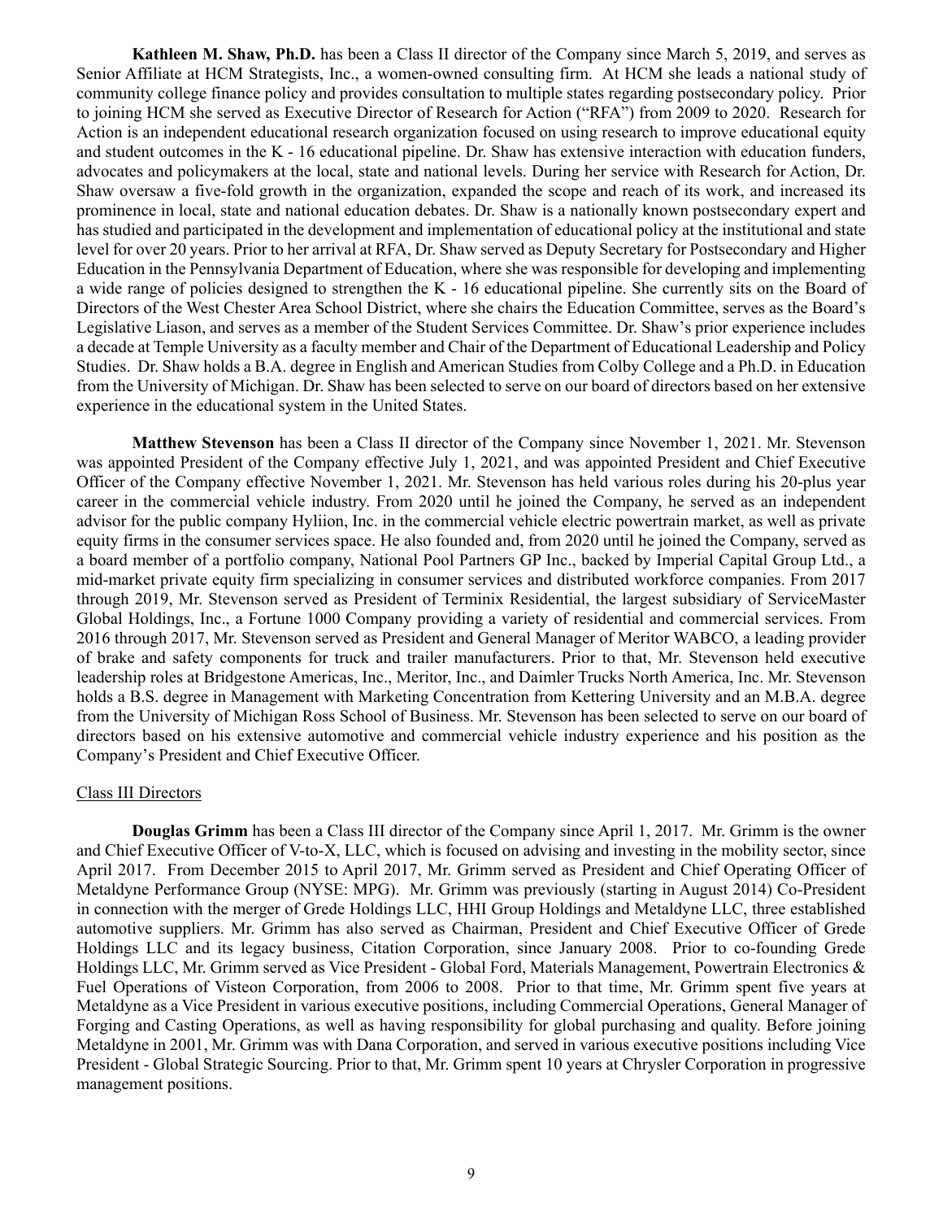**Kathleen M. Shaw, Ph.D.** has been a Class II director of the Company since March 5, 2019, and serves as Senior Affiliate at HCM Strategists, Inc., a women-owned consulting firm. At HCM she leads a national study of community college finance policy and provides consultation to multiple states regarding postsecondary policy. Prior to joining HCM she served as Executive Director of Research for Action ("RFA") from 2009 to 2020. Research for Action is an independent educational research organization focused on using research to improve educational equity and student outcomes in the K - 16 educational pipeline. Dr. Shaw has extensive interaction with education funders, advocates and policymakers at the local, state and national levels. During her service with Research for Action, Dr. Shaw oversaw a five-fold growth in the organization, expanded the scope and reach of its work, and increased its prominence in local, state and national education debates. Dr. Shaw is a nationally known postsecondary expert and has studied and participated in the development and implementation of educational policy at the institutional and state level for over 20 years. Prior to her arrival at RFA, Dr. Shaw served as Deputy Secretary for Postsecondary and Higher Education in the Pennsylvania Department of Education, where she was responsible for developing and implementing a wide range of policies designed to strengthen the K - 16 educational pipeline. She currently sits on the Board of Directors of the West Chester Area School District, where she chairs the Education Committee, serves as the Board's Legislative Liason, and serves as a member of the Student Services Committee. Dr. Shaw's prior experience includes a decade at Temple University as a faculty member and Chair of the Department of Educational Leadership and Policy Studies. Dr. Shaw holds a B.A. degree in English and American Studies from Colby College and a Ph.D. in Education from the University of Michigan. Dr. Shaw has been selected to serve on our board of directors based on her extensive experience in the educational system in the United States.

**Matthew Stevenson** has been a Class II director of the Company since November 1, 2021. Mr. Stevenson was appointed President of the Company effective July 1, 2021, and was appointed President and Chief Executive Officer of the Company effective November 1, 2021. Mr. Stevenson has held various roles during his 20-plus year career in the commercial vehicle industry. From 2020 until he joined the Company, he served as an independent advisor for the public company Hyliion, Inc. in the commercial vehicle electric powertrain market, as well as private equity firms in the consumer services space. He also founded and, from 2020 until he joined the Company, served as a board member of a portfolio company, National Pool Partners GP Inc., backed by Imperial Capital Group Ltd., a mid-market private equity firm specializing in consumer services and distributed workforce companies. From 2017 through 2019, Mr. Stevenson served as President of Terminix Residential, the largest subsidiary of ServiceMaster Global Holdings, Inc., a Fortune 1000 Company providing a variety of residential and commercial services. From 2016 through 2017, Mr. Stevenson served as President and General Manager of Meritor WABCO, a leading provider of brake and safety components for truck and trailer manufacturers. Prior to that, Mr. Stevenson held executive leadership roles at Bridgestone Americas, Inc., Meritor, Inc., and Daimler Trucks North America, Inc. Mr. Stevenson holds a B.S. degree in Management with Marketing Concentration from Kettering University and an M.B.A. degree from the University of Michigan Ross School of Business. Mr. Stevenson has been selected to serve on our board of directors based on his extensive automotive and commercial vehicle industry experience and his position as the Company's President and Chief Executive Officer.

## Class III Directors

**Douglas Grimm** has been a Class III director of the Company since April 1, 2017. Mr. Grimm is the owner and Chief Executive Officer of V-to-X, LLC, which is focused on advising and investing in the mobility sector, since April 2017. From December 2015 to April 2017, Mr. Grimm served as President and Chief Operating Officer of Metaldyne Performance Group (NYSE: MPG). Mr. Grimm was previously (starting in August 2014) Co-President in connection with the merger of Grede Holdings LLC, HHI Group Holdings and Metaldyne LLC, three established automotive suppliers. Mr. Grimm has also served as Chairman, President and Chief Executive Officer of Grede Holdings LLC and its legacy business, Citation Corporation, since January 2008. Prior to co-founding Grede Holdings LLC, Mr. Grimm served as Vice President - Global Ford, Materials Management, Powertrain Electronics & Fuel Operations of Visteon Corporation, from 2006 to 2008. Prior to that time, Mr. Grimm spent five years at Metaldyne as a Vice President in various executive positions, including Commercial Operations, General Manager of Forging and Casting Operations, as well as having responsibility for global purchasing and quality. Before joining Metaldyne in 2001, Mr. Grimm was with Dana Corporation, and served in various executive positions including Vice President - Global Strategic Sourcing. Prior to that, Mr. Grimm spent 10 years at Chrysler Corporation in progressive management positions.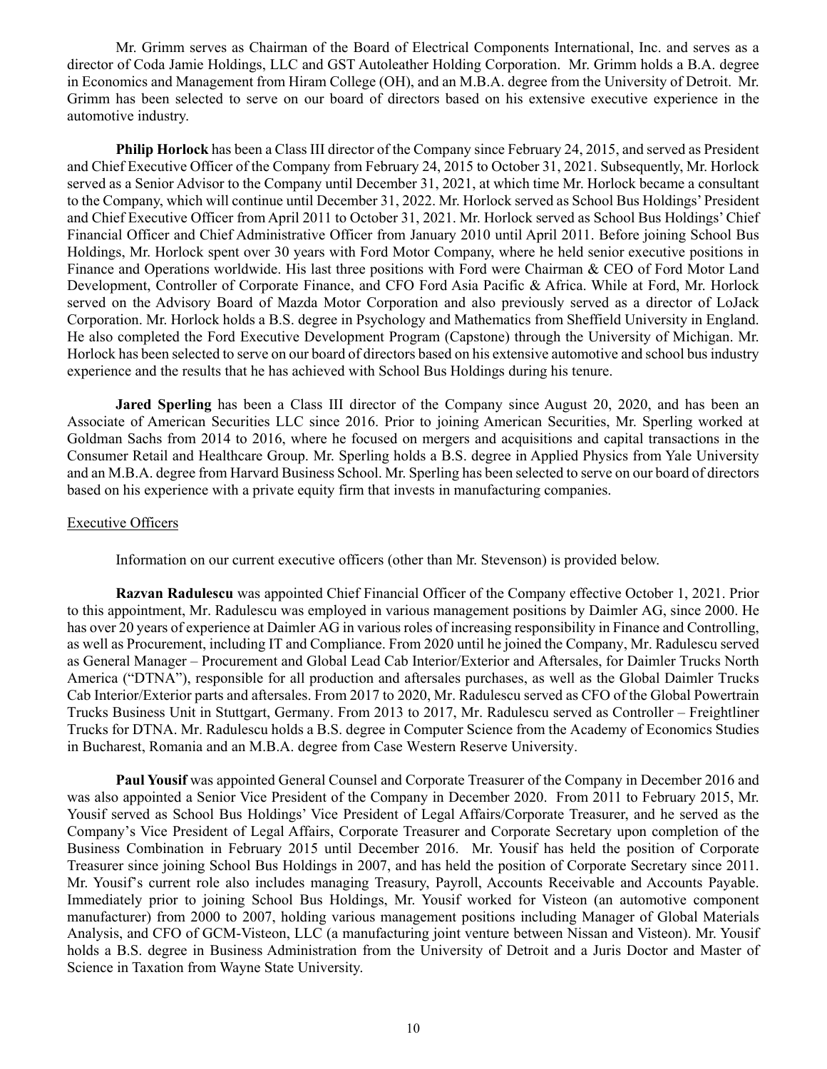Mr. Grimm serves as Chairman of the Board of Electrical Components International, Inc. and serves as a director of Coda Jamie Holdings, LLC and GST Autoleather Holding Corporation. Mr. Grimm holds a B.A. degree in Economics and Management from Hiram College (OH), and an M.B.A. degree from the University of Detroit. Mr. Grimm has been selected to serve on our board of directors based on his extensive executive experience in the automotive industry.

**Philip Horlock** has been a Class III director of the Company since February 24, 2015, and served as President and Chief Executive Officer of the Company from February 24, 2015 to October 31, 2021. Subsequently, Mr. Horlock served as a Senior Advisor to the Company until December 31, 2021, at which time Mr. Horlock became a consultant to the Company, which will continue until December 31, 2022. Mr. Horlock served as School Bus Holdings' President and Chief Executive Officer from April 2011 to October 31, 2021. Mr. Horlock served as School Bus Holdings' Chief Financial Officer and Chief Administrative Officer from January 2010 until April 2011. Before joining School Bus Holdings, Mr. Horlock spent over 30 years with Ford Motor Company, where he held senior executive positions in Finance and Operations worldwide. His last three positions with Ford were Chairman & CEO of Ford Motor Land Development, Controller of Corporate Finance, and CFO Ford Asia Pacific & Africa. While at Ford, Mr. Horlock served on the Advisory Board of Mazda Motor Corporation and also previously served as a director of LoJack Corporation. Mr. Horlock holds a B.S. degree in Psychology and Mathematics from Sheffield University in England. He also completed the Ford Executive Development Program (Capstone) through the University of Michigan. Mr. Horlock has been selected to serve on our board of directors based on his extensive automotive and school bus industry experience and the results that he has achieved with School Bus Holdings during his tenure.

**Jared Sperling** has been a Class III director of the Company since August 20, 2020, and has been an Associate of American Securities LLC since 2016. Prior to joining American Securities, Mr. Sperling worked at Goldman Sachs from 2014 to 2016, where he focused on mergers and acquisitions and capital transactions in the Consumer Retail and Healthcare Group. Mr. Sperling holds a B.S. degree in Applied Physics from Yale University and an M.B.A. degree from Harvard Business School. Mr. Sperling has been selected to serve on our board of directors based on his experience with a private equity firm that invests in manufacturing companies.

## Executive Officers

Information on our current executive officers (other than Mr. Stevenson) is provided below.

**Razvan Radulescu** was appointed Chief Financial Officer of the Company effective October 1, 2021. Prior to this appointment, Mr. Radulescu was employed in various management positions by Daimler AG, since 2000. He has over 20 years of experience at Daimler AG in various roles of increasing responsibility in Finance and Controlling, as well as Procurement, including IT and Compliance. From 2020 until he joined the Company, Mr. Radulescu served as General Manager – Procurement and Global Lead Cab Interior/Exterior and Aftersales, for Daimler Trucks North America ("DTNA"), responsible for all production and aftersales purchases, as well as the Global Daimler Trucks Cab Interior/Exterior parts and aftersales. From 2017 to 2020, Mr. Radulescu served as CFO of the Global Powertrain Trucks Business Unit in Stuttgart, Germany. From 2013 to 2017, Mr. Radulescu served as Controller – Freightliner Trucks for DTNA. Mr. Radulescu holds a B.S. degree in Computer Science from the Academy of Economics Studies in Bucharest, Romania and an M.B.A. degree from Case Western Reserve University.

**Paul Yousif** was appointed General Counsel and Corporate Treasurer of the Company in December 2016 and was also appointed a Senior Vice President of the Company in December 2020. From 2011 to February 2015, Mr. Yousif served as School Bus Holdings' Vice President of Legal Affairs/Corporate Treasurer, and he served as the Company's Vice President of Legal Affairs, Corporate Treasurer and Corporate Secretary upon completion of the Business Combination in February 2015 until December 2016. Mr. Yousif has held the position of Corporate Treasurer since joining School Bus Holdings in 2007, and has held the position of Corporate Secretary since 2011. Mr. Yousif's current role also includes managing Treasury, Payroll, Accounts Receivable and Accounts Payable. Immediately prior to joining School Bus Holdings, Mr. Yousif worked for Visteon (an automotive component manufacturer) from 2000 to 2007, holding various management positions including Manager of Global Materials Analysis, and CFO of GCM-Visteon, LLC (a manufacturing joint venture between Nissan and Visteon). Mr. Yousif holds a B.S. degree in Business Administration from the University of Detroit and a Juris Doctor and Master of Science in Taxation from Wayne State University.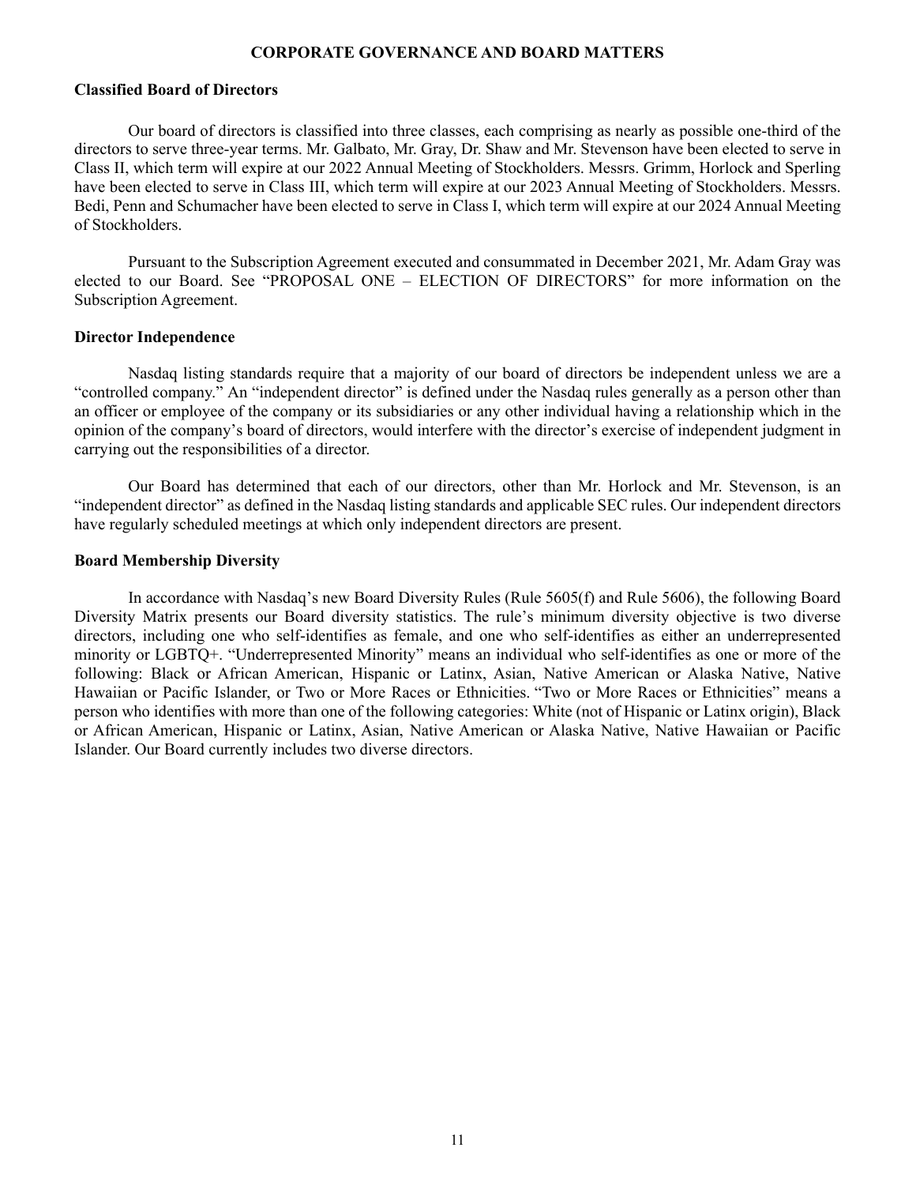## CORPORATE GOVERNANCE AND BOARD MATTERS

### Classified Board of Directors

Our board of directors is classified into three classes, each comprising as nearly as possible one-third of the directors to serve three-year terms. Mr. Galbato, Mr. Gray, Dr. Shaw and Mr. Stevenson have been elected to serve in Class II, which term will expire at our 2022 Annual Meeting of Stockholders. Messrs. Grimm, Horlock and Sperling have been elected to serve in Class III, which term will expire at our 2023 Annual Meeting of Stockholders. Messrs. Bedi, Penn and Schumacher have been elected to serve in Class I, which term will expire at our 2024 Annual Meeting of Stockholders.

Pursuant to the Subscription Agreement executed and consummated in December 2021, Mr. Adam Gray was elected to our Board. See "PROPOSAL ONE – ELECTION OF DIRECTORS" for more information on the Subscription Agreement.

### Director Independence

Nasdaq listing standards require that a majority of our board of directors be independent unless we are a "controlled company." An "independent director" is defined under the Nasdaq rules generally as a person other than an officer or employee of the company or its subsidiaries or any other individual having a relationship which in the opinion of the company's board of directors, would interfere with the director's exercise of independent judgment in carrying out the responsibilities of a director.

Our Board has determined that each of our directors, other than Mr. Horlock and Mr. Stevenson, is an "independent director" as defined in the Nasdaq listing standards and applicable SEC rules. Our independent directors have regularly scheduled meetings at which only independent directors are present.

### Board Membership Diversity

In accordance with Nasdaq's new Board Diversity Rules (Rule 5605(f) and Rule 5606), the following Board Diversity Matrix presents our Board diversity statistics. The rule's minimum diversity objective is two diverse directors, including one who self-identifies as female, and one who self-identifies as either an underrepresented minority or LGBTQ+. "Underrepresented Minority" means an individual who self-identifies as one or more of the following: Black or African American, Hispanic or Latinx, Asian, Native American or Alaska Native, Native Hawaiian or Pacific Islander, or Two or More Races or Ethnicities. "Two or More Races or Ethnicities" means a person who identifies with more than one of the following categories: White (not of Hispanic or Latinx origin), Black or African American, Hispanic or Latinx, Asian, Native American or Alaska Native, Native Hawaiian or Pacific Islander. Our Board currently includes two diverse directors.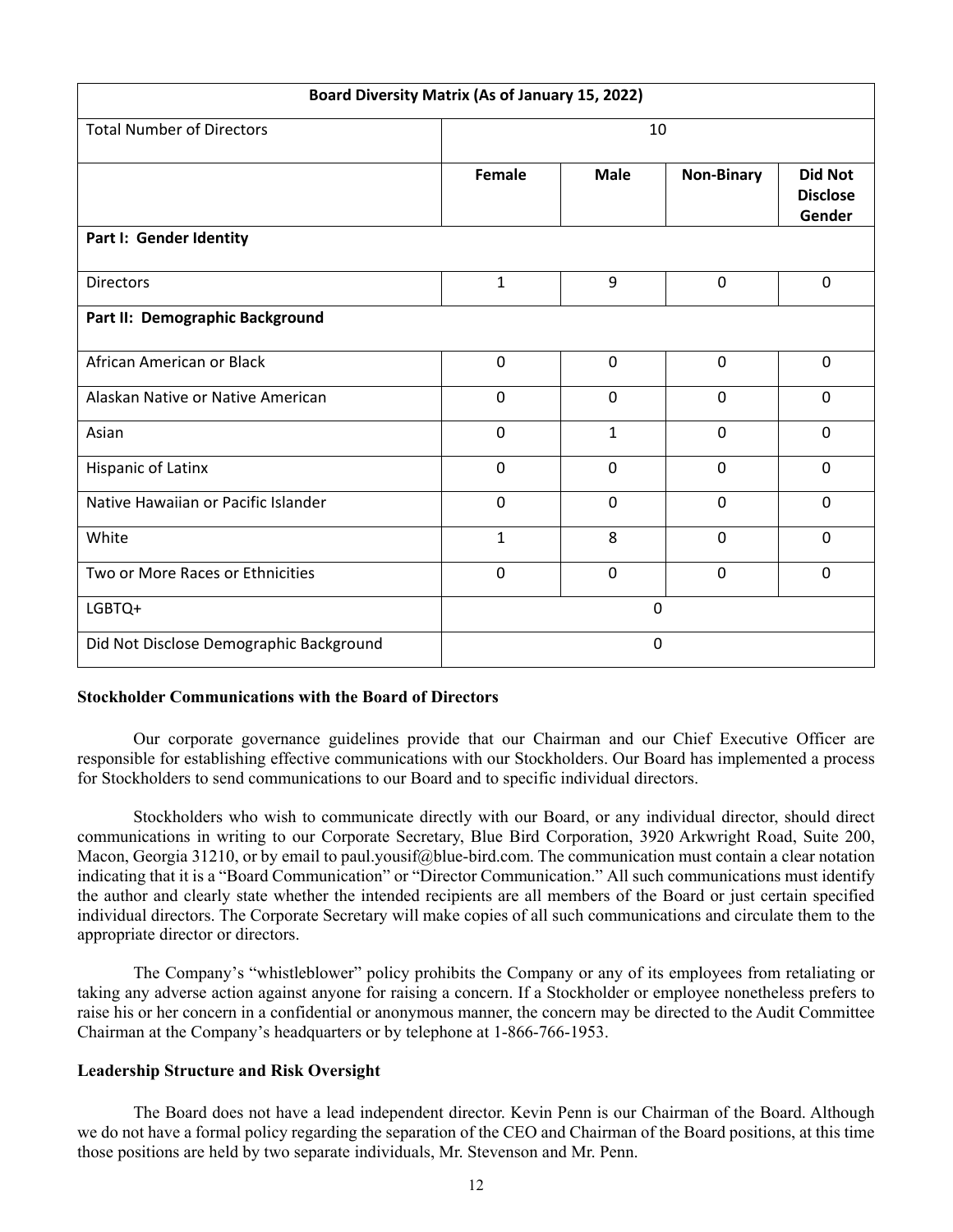| Board Diversity Matrix (As of January 15, 2022) | | | | |
|---|---|---|---|---|
| Total Number of Directors | 10 | | | |
| | **Female** | **Male** | **Non-Binary** | **Did Not Disclose Gender** |
| **Part I: Gender Identity** | | | | |
| Directors | 1 | 9 | 0 | 0 |
| **Part II: Demographic Background** | | | | |
| African American or Black | 0 | 0 | 0 | 0 |
| Alaskan Native or Native American | 0 | 0 | 0 | 0 |
| Asian | 0 | 1 | 0 | 0 |
| Hispanic of Latinx | 0 | 0 | 0 | 0 |
| Native Hawaiian or Pacific Islander | 0 | 0 | 0 | 0 |
| White | 1 | 8 | 0 | 0 |
| Two or More Races or Ethnicities | 0 | 0 | 0 | 0 |
| LGBTQ+ | 0 | | | |
| Did Not Disclose Demographic Background | 0 | | | |

### Stockholder Communications with the Board of Directors

Our corporate governance guidelines provide that our Chairman and our Chief Executive Officer are responsible for establishing effective communications with our Stockholders. Our Board has implemented a process for Stockholders to send communications to our Board and to specific individual directors.

Stockholders who wish to communicate directly with our Board, or any individual director, should direct communications in writing to our Corporate Secretary, Blue Bird Corporation, 3920 Arkwright Road, Suite 200, Macon, Georgia 31210, or by email to paul.yousif@blue-bird.com. The communication must contain a clear notation indicating that it is a "Board Communication" or "Director Communication." All such communications must identify the author and clearly state whether the intended recipients are all members of the Board or just certain specified individual directors. The Corporate Secretary will make copies of all such communications and circulate them to the appropriate director or directors.

The Company's "whistleblower" policy prohibits the Company or any of its employees from retaliating or taking any adverse action against anyone for raising a concern. If a Stockholder or employee nonetheless prefers to raise his or her concern in a confidential or anonymous manner, the concern may be directed to the Audit Committee Chairman at the Company's headquarters or by telephone at 1-866-766-1953.

### Leadership Structure and Risk Oversight

The Board does not have a lead independent director. Kevin Penn is our Chairman of the Board. Although we do not have a formal policy regarding the separation of the CEO and Chairman of the Board positions, at this time those positions are held by two separate individuals, Mr. Stevenson and Mr. Penn.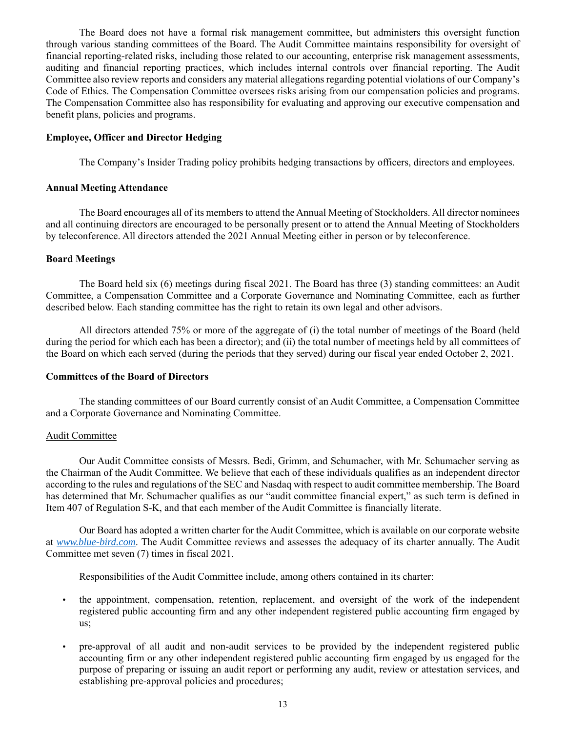The Board does not have a formal risk management committee, but administers this oversight function through various standing committees of the Board. The Audit Committee maintains responsibility for oversight of financial reporting-related risks, including those related to our accounting, enterprise risk management assessments, auditing and financial reporting practices, which includes internal controls over financial reporting. The Audit Committee also review reports and considers any material allegations regarding potential violations of our Company's Code of Ethics. The Compensation Committee oversees risks arising from our compensation policies and programs. The Compensation Committee also has responsibility for evaluating and approving our executive compensation and benefit plans, policies and programs.

**Employee, Officer and Director Hedging**

The Company's Insider Trading policy prohibits hedging transactions by officers, directors and employees.

**Annual Meeting Attendance**

The Board encourages all of its members to attend the Annual Meeting of Stockholders. All director nominees and all continuing directors are encouraged to be personally present or to attend the Annual Meeting of Stockholders by teleconference. All directors attended the 2021 Annual Meeting either in person or by teleconference.

**Board Meetings**

The Board held six (6) meetings during fiscal 2021. The Board has three (3) standing committees: an Audit Committee, a Compensation Committee and a Corporate Governance and Nominating Committee, each as further described below. Each standing committee has the right to retain its own legal and other advisors.

All directors attended 75% or more of the aggregate of (i) the total number of meetings of the Board (held during the period for which each has been a director); and (ii) the total number of meetings held by all committees of the Board on which each served (during the periods that they served) during our fiscal year ended October 2, 2021.

**Committees of the Board of Directors**

The standing committees of our Board currently consist of an Audit Committee, a Compensation Committee and a Corporate Governance and Nominating Committee.

Audit Committee

Our Audit Committee consists of Messrs. Bedi, Grimm, and Schumacher, with Mr. Schumacher serving as the Chairman of the Audit Committee. We believe that each of these individuals qualifies as an independent director according to the rules and regulations of the SEC and Nasdaq with respect to audit committee membership. The Board has determined that Mr. Schumacher qualifies as our "audit committee financial expert," as such term is defined in Item 407 of Regulation S-K, and that each member of the Audit Committee is financially literate.

Our Board has adopted a written charter for the Audit Committee, which is available on our corporate website at *www.blue-bird.com*. The Audit Committee reviews and assesses the adequacy of its charter annually. The Audit Committee met seven (7) times in fiscal 2021.

Responsibilities of the Audit Committee include, among others contained in its charter:

- the appointment, compensation, retention, replacement, and oversight of the work of the independent registered public accounting firm and any other independent registered public accounting firm engaged by us;
- pre-approval of all audit and non-audit services to be provided by the independent registered public accounting firm or any other independent registered public accounting firm engaged by us engaged for the purpose of preparing or issuing an audit report or performing any audit, review or attestation services, and establishing pre-approval policies and procedures;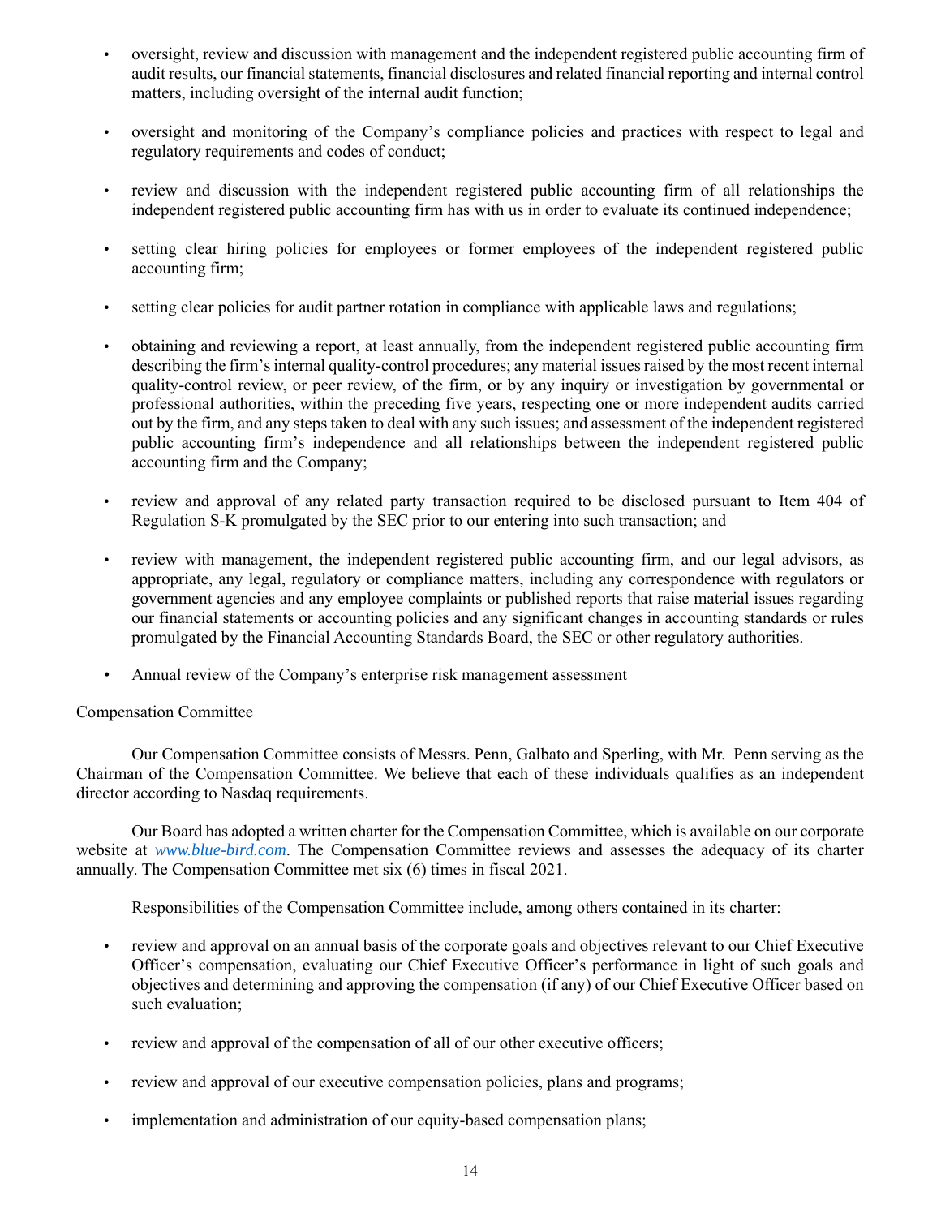- oversight, review and discussion with management and the independent registered public accounting firm of audit results, our financial statements, financial disclosures and related financial reporting and internal control matters, including oversight of the internal audit function;
- oversight and monitoring of the Company's compliance policies and practices with respect to legal and regulatory requirements and codes of conduct;
- review and discussion with the independent registered public accounting firm of all relationships the independent registered public accounting firm has with us in order to evaluate its continued independence;
- setting clear hiring policies for employees or former employees of the independent registered public accounting firm;
- setting clear policies for audit partner rotation in compliance with applicable laws and regulations;
- obtaining and reviewing a report, at least annually, from the independent registered public accounting firm describing the firm's internal quality-control procedures; any material issues raised by the most recent internal quality-control review, or peer review, of the firm, or by any inquiry or investigation by governmental or professional authorities, within the preceding five years, respecting one or more independent audits carried out by the firm, and any steps taken to deal with any such issues; and assessment of the independent registered public accounting firm's independence and all relationships between the independent registered public accounting firm and the Company;
- review and approval of any related party transaction required to be disclosed pursuant to Item 404 of Regulation S-K promulgated by the SEC prior to our entering into such transaction; and
- review with management, the independent registered public accounting firm, and our legal advisors, as appropriate, any legal, regulatory or compliance matters, including any correspondence with regulators or government agencies and any employee complaints or published reports that raise material issues regarding our financial statements or accounting policies and any significant changes in accounting standards or rules promulgated by the Financial Accounting Standards Board, the SEC or other regulatory authorities.
- Annual review of the Company's enterprise risk management assessment

Compensation Committee

Our Compensation Committee consists of Messrs. Penn, Galbato and Sperling, with Mr. Penn serving as the Chairman of the Compensation Committee. We believe that each of these individuals qualifies as an independent director according to Nasdaq requirements.

Our Board has adopted a written charter for the Compensation Committee, which is available on our corporate website at *www.blue-bird.com*. The Compensation Committee reviews and assesses the adequacy of its charter annually. The Compensation Committee met six (6) times in fiscal 2021.

Responsibilities of the Compensation Committee include, among others contained in its charter:

- review and approval on an annual basis of the corporate goals and objectives relevant to our Chief Executive Officer's compensation, evaluating our Chief Executive Officer's performance in light of such goals and objectives and determining and approving the compensation (if any) of our Chief Executive Officer based on such evaluation;
- review and approval of the compensation of all of our other executive officers;
- review and approval of our executive compensation policies, plans and programs;
- implementation and administration of our equity-based compensation plans;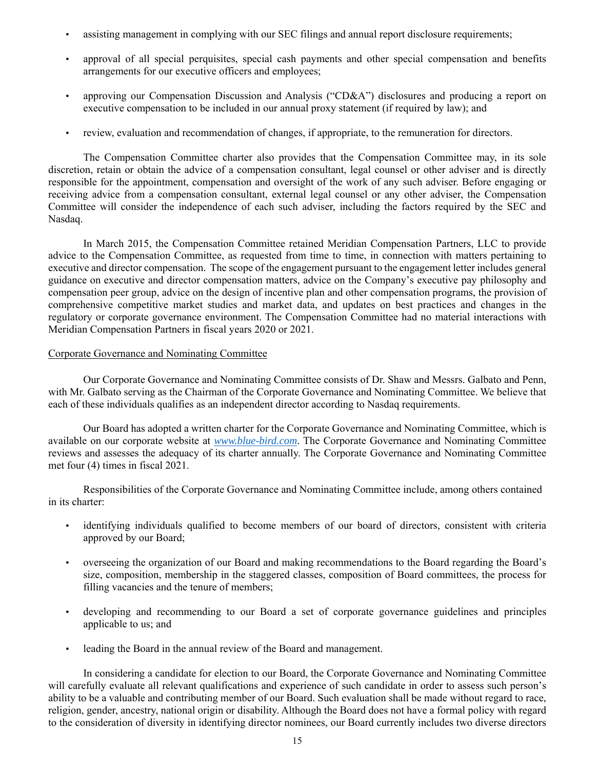- assisting management in complying with our SEC filings and annual report disclosure requirements;
- approval of all special perquisites, special cash payments and other special compensation and benefits arrangements for our executive officers and employees;
- approving our Compensation Discussion and Analysis ("CD&A") disclosures and producing a report on executive compensation to be included in our annual proxy statement (if required by law); and
- review, evaluation and recommendation of changes, if appropriate, to the remuneration for directors.

The Compensation Committee charter also provides that the Compensation Committee may, in its sole discretion, retain or obtain the advice of a compensation consultant, legal counsel or other adviser and is directly responsible for the appointment, compensation and oversight of the work of any such adviser. Before engaging or receiving advice from a compensation consultant, external legal counsel or any other adviser, the Compensation Committee will consider the independence of each such adviser, including the factors required by the SEC and Nasdaq.

In March 2015, the Compensation Committee retained Meridian Compensation Partners, LLC to provide advice to the Compensation Committee, as requested from time to time, in connection with matters pertaining to executive and director compensation. The scope of the engagement pursuant to the engagement letter includes general guidance on executive and director compensation matters, advice on the Company's executive pay philosophy and compensation peer group, advice on the design of incentive plan and other compensation programs, the provision of comprehensive competitive market studies and market data, and updates on best practices and changes in the regulatory or corporate governance environment. The Compensation Committee had no material interactions with Meridian Compensation Partners in fiscal years 2020 or 2021.

Corporate Governance and Nominating Committee

Our Corporate Governance and Nominating Committee consists of Dr. Shaw and Messrs. Galbato and Penn, with Mr. Galbato serving as the Chairman of the Corporate Governance and Nominating Committee. We believe that each of these individuals qualifies as an independent director according to Nasdaq requirements.

Our Board has adopted a written charter for the Corporate Governance and Nominating Committee, which is available on our corporate website at *www.blue-bird.com*. The Corporate Governance and Nominating Committee reviews and assesses the adequacy of its charter annually. The Corporate Governance and Nominating Committee met four (4) times in fiscal 2021.

Responsibilities of the Corporate Governance and Nominating Committee include, among others contained in its charter:

- identifying individuals qualified to become members of our board of directors, consistent with criteria approved by our Board;
- overseeing the organization of our Board and making recommendations to the Board regarding the Board's size, composition, membership in the staggered classes, composition of Board committees, the process for filling vacancies and the tenure of members;
- developing and recommending to our Board a set of corporate governance guidelines and principles applicable to us; and
- leading the Board in the annual review of the Board and management.

In considering a candidate for election to our Board, the Corporate Governance and Nominating Committee will carefully evaluate all relevant qualifications and experience of such candidate in order to assess such person's ability to be a valuable and contributing member of our Board. Such evaluation shall be made without regard to race, religion, gender, ancestry, national origin or disability. Although the Board does not have a formal policy with regard to the consideration of diversity in identifying director nominees, our Board currently includes two diverse directors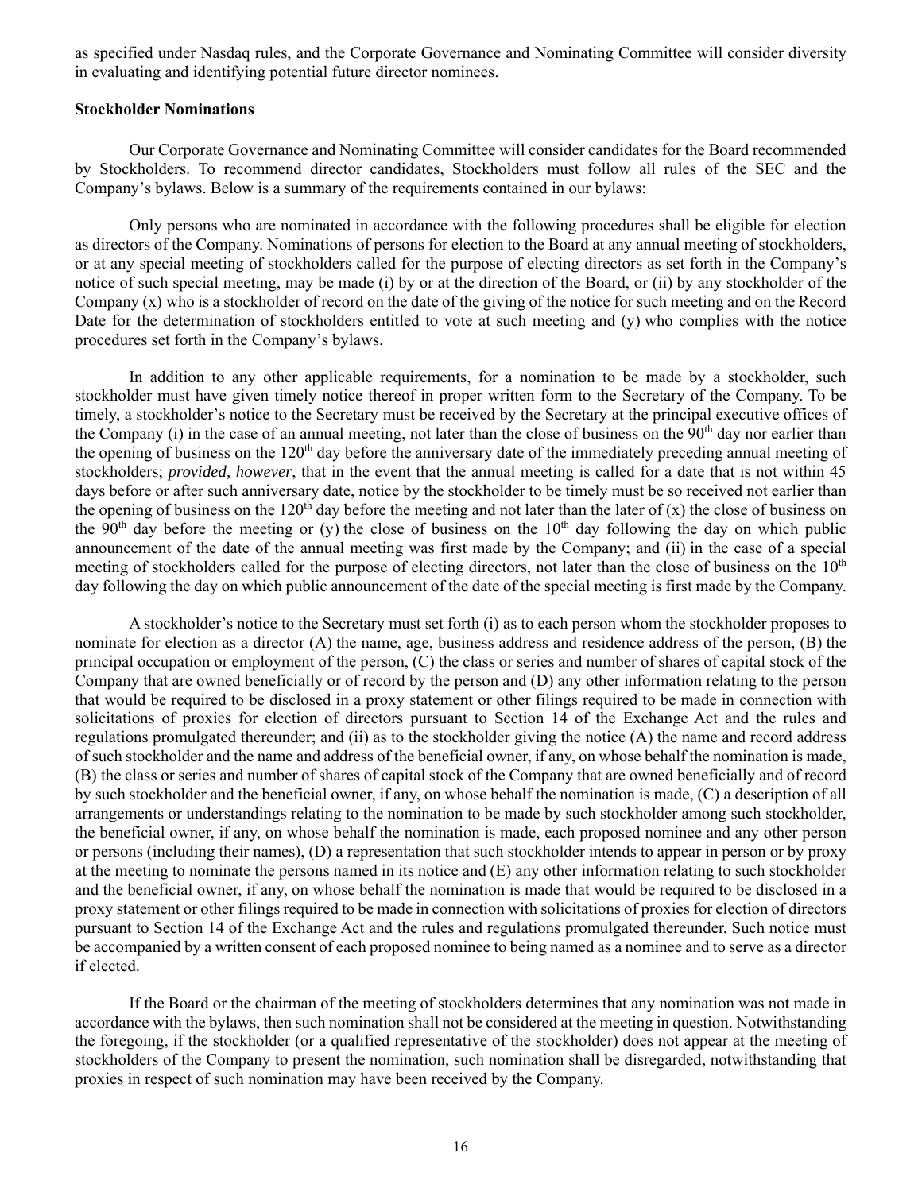as specified under Nasdaq rules, and the Corporate Governance and Nominating Committee will consider diversity in evaluating and identifying potential future director nominees.

**Stockholder Nominations**

Our Corporate Governance and Nominating Committee will consider candidates for the Board recommended by Stockholders. To recommend director candidates, Stockholders must follow all rules of the SEC and the Company's bylaws. Below is a summary of the requirements contained in our bylaws:

Only persons who are nominated in accordance with the following procedures shall be eligible for election as directors of the Company. Nominations of persons for election to the Board at any annual meeting of stockholders, or at any special meeting of stockholders called for the purpose of electing directors as set forth in the Company's notice of such special meeting, may be made (i) by or at the direction of the Board, or (ii) by any stockholder of the Company (x) who is a stockholder of record on the date of the giving of the notice for such meeting and on the Record Date for the determination of stockholders entitled to vote at such meeting and (y) who complies with the notice procedures set forth in the Company's bylaws.

In addition to any other applicable requirements, for a nomination to be made by a stockholder, such stockholder must have given timely notice thereof in proper written form to the Secretary of the Company. To be timely, a stockholder's notice to the Secretary must be received by the Secretary at the principal executive offices of the Company (i) in the case of an annual meeting, not later than the close of business on the 90th day nor earlier than the opening of business on the 120th day before the anniversary date of the immediately preceding annual meeting of stockholders; *provided, however*, that in the event that the annual meeting is called for a date that is not within 45 days before or after such anniversary date, notice by the stockholder to be timely must be so received not earlier than the opening of business on the 120th day before the meeting and not later than the later of (x) the close of business on the 90th day before the meeting or (y) the close of business on the 10th day following the day on which public announcement of the date of the annual meeting was first made by the Company; and (ii) in the case of a special meeting of stockholders called for the purpose of electing directors, not later than the close of business on the 10th day following the day on which public announcement of the date of the special meeting is first made by the Company.

A stockholder's notice to the Secretary must set forth (i) as to each person whom the stockholder proposes to nominate for election as a director (A) the name, age, business address and residence address of the person, (B) the principal occupation or employment of the person, (C) the class or series and number of shares of capital stock of the Company that are owned beneficially or of record by the person and (D) any other information relating to the person that would be required to be disclosed in a proxy statement or other filings required to be made in connection with solicitations of proxies for election of directors pursuant to Section 14 of the Exchange Act and the rules and regulations promulgated thereunder; and (ii) as to the stockholder giving the notice (A) the name and record address of such stockholder and the name and address of the beneficial owner, if any, on whose behalf the nomination is made, (B) the class or series and number of shares of capital stock of the Company that are owned beneficially and of record by such stockholder and the beneficial owner, if any, on whose behalf the nomination is made, (C) a description of all arrangements or understandings relating to the nomination to be made by such stockholder among such stockholder, the beneficial owner, if any, on whose behalf the nomination is made, each proposed nominee and any other person or persons (including their names), (D) a representation that such stockholder intends to appear in person or by proxy at the meeting to nominate the persons named in its notice and (E) any other information relating to such stockholder and the beneficial owner, if any, on whose behalf the nomination is made that would be required to be disclosed in a proxy statement or other filings required to be made in connection with solicitations of proxies for election of directors pursuant to Section 14 of the Exchange Act and the rules and regulations promulgated thereunder. Such notice must be accompanied by a written consent of each proposed nominee to being named as a nominee and to serve as a director if elected.

If the Board or the chairman of the meeting of stockholders determines that any nomination was not made in accordance with the bylaws, then such nomination shall not be considered at the meeting in question. Notwithstanding the foregoing, if the stockholder (or a qualified representative of the stockholder) does not appear at the meeting of stockholders of the Company to present the nomination, such nomination shall be disregarded, notwithstanding that proxies in respect of such nomination may have been received by the Company.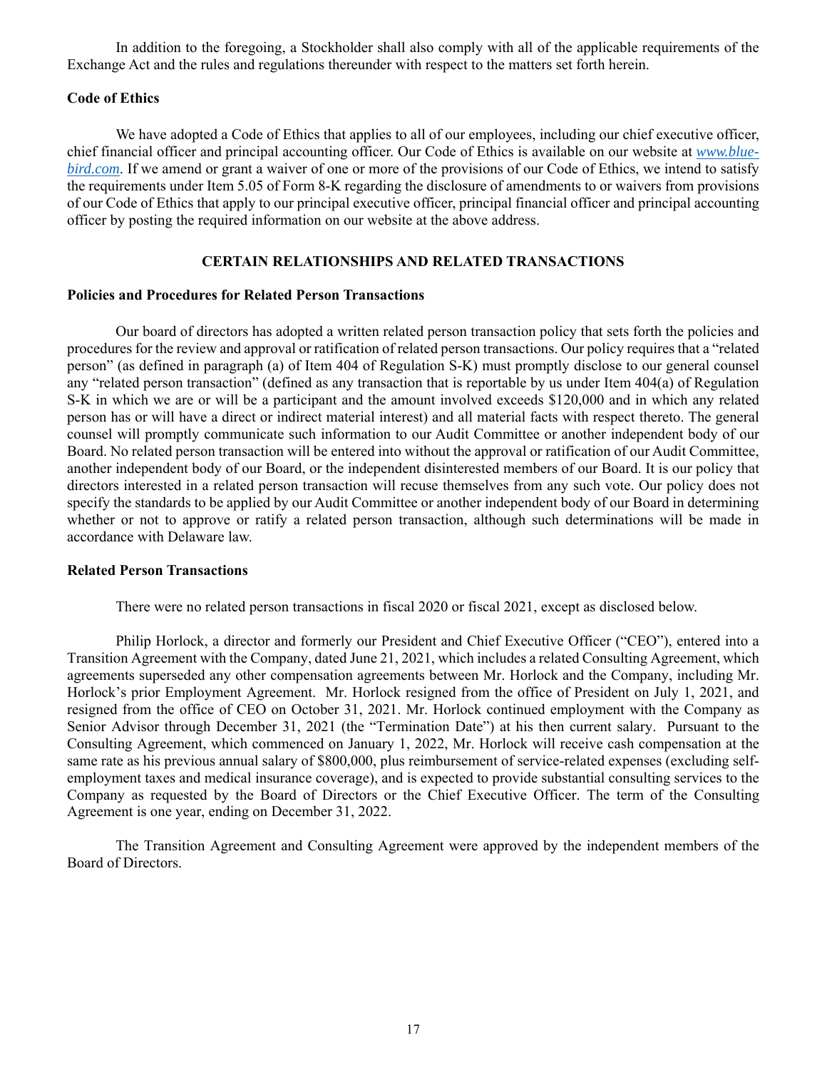In addition to the foregoing, a Stockholder shall also comply with all of the applicable requirements of the Exchange Act and the rules and regulations thereunder with respect to the matters set forth herein.

**Code of Ethics**

We have adopted a Code of Ethics that applies to all of our employees, including our chief executive officer, chief financial officer and principal accounting officer. Our Code of Ethics is available on our website at *www.blue-bird.com*. If we amend or grant a waiver of one or more of the provisions of our Code of Ethics, we intend to satisfy the requirements under Item 5.05 of Form 8-K regarding the disclosure of amendments to or waivers from provisions of our Code of Ethics that apply to our principal executive officer, principal financial officer and principal accounting officer by posting the required information on our website at the above address.

## CERTAIN RELATIONSHIPS AND RELATED TRANSACTIONS

**Policies and Procedures for Related Person Transactions**

Our board of directors has adopted a written related person transaction policy that sets forth the policies and procedures for the review and approval or ratification of related person transactions. Our policy requires that a "related person" (as defined in paragraph (a) of Item 404 of Regulation S-K) must promptly disclose to our general counsel any "related person transaction" (defined as any transaction that is reportable by us under Item 404(a) of Regulation S-K in which we are or will be a participant and the amount involved exceeds $120,000 and in which any related person has or will have a direct or indirect material interest) and all material facts with respect thereto. The general counsel will promptly communicate such information to our Audit Committee or another independent body of our Board. No related person transaction will be entered into without the approval or ratification of our Audit Committee, another independent body of our Board, or the independent disinterested members of our Board. It is our policy that directors interested in a related person transaction will recuse themselves from any such vote. Our policy does not specify the standards to be applied by our Audit Committee or another independent body of our Board in determining whether or not to approve or ratify a related person transaction, although such determinations will be made in accordance with Delaware law.

**Related Person Transactions**

There were no related person transactions in fiscal 2020 or fiscal 2021, except as disclosed below.

Philip Horlock, a director and formerly our President and Chief Executive Officer ("CEO"), entered into a Transition Agreement with the Company, dated June 21, 2021, which includes a related Consulting Agreement, which agreements superseded any other compensation agreements between Mr. Horlock and the Company, including Mr. Horlock's prior Employment Agreement. Mr. Horlock resigned from the office of President on July 1, 2021, and resigned from the office of CEO on October 31, 2021. Mr. Horlock continued employment with the Company as Senior Advisor through December 31, 2021 (the "Termination Date") at his then current salary. Pursuant to the Consulting Agreement, which commenced on January 1, 2022, Mr. Horlock will receive cash compensation at the same rate as his previous annual salary of $800,000, plus reimbursement of service-related expenses (excluding self-employment taxes and medical insurance coverage), and is expected to provide substantial consulting services to the Company as requested by the Board of Directors or the Chief Executive Officer. The term of the Consulting Agreement is one year, ending on December 31, 2022.

The Transition Agreement and Consulting Agreement were approved by the independent members of the Board of Directors.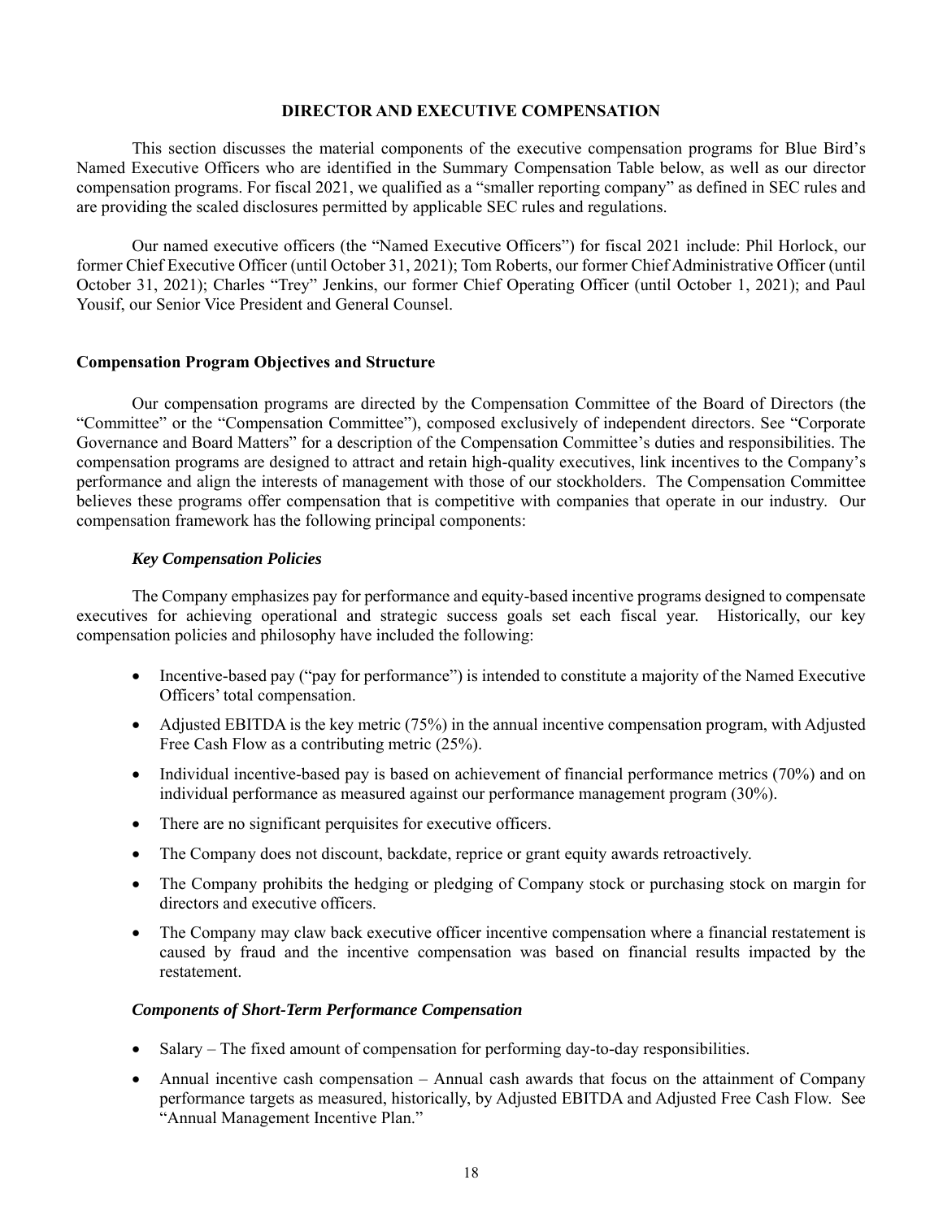## DIRECTOR AND EXECUTIVE COMPENSATION

This section discusses the material components of the executive compensation programs for Blue Bird's Named Executive Officers who are identified in the Summary Compensation Table below, as well as our director compensation programs. For fiscal 2021, we qualified as a "smaller reporting company" as defined in SEC rules and are providing the scaled disclosures permitted by applicable SEC rules and regulations.

Our named executive officers (the "Named Executive Officers") for fiscal 2021 include: Phil Horlock, our former Chief Executive Officer (until October 31, 2021); Tom Roberts, our former Chief Administrative Officer (until October 31, 2021); Charles "Trey" Jenkins, our former Chief Operating Officer (until October 1, 2021); and Paul Yousif, our Senior Vice President and General Counsel.

### Compensation Program Objectives and Structure

Our compensation programs are directed by the Compensation Committee of the Board of Directors (the "Committee" or the "Compensation Committee"), composed exclusively of independent directors. See "Corporate Governance and Board Matters" for a description of the Compensation Committee's duties and responsibilities. The compensation programs are designed to attract and retain high-quality executives, link incentives to the Company's performance and align the interests of management with those of our stockholders. The Compensation Committee believes these programs offer compensation that is competitive with companies that operate in our industry. Our compensation framework has the following principal components:

#### *Key Compensation Policies*

The Company emphasizes pay for performance and equity-based incentive programs designed to compensate executives for achieving operational and strategic success goals set each fiscal year. Historically, our key compensation policies and philosophy have included the following:

- Incentive-based pay ("pay for performance") is intended to constitute a majority of the Named Executive Officers' total compensation.
- Adjusted EBITDA is the key metric (75%) in the annual incentive compensation program, with Adjusted Free Cash Flow as a contributing metric (25%).
- Individual incentive-based pay is based on achievement of financial performance metrics (70%) and on individual performance as measured against our performance management program (30%).
- There are no significant perquisites for executive officers.
- The Company does not discount, backdate, reprice or grant equity awards retroactively.
- The Company prohibits the hedging or pledging of Company stock or purchasing stock on margin for directors and executive officers.
- The Company may claw back executive officer incentive compensation where a financial restatement is caused by fraud and the incentive compensation was based on financial results impacted by the restatement.

#### *Components of Short-Term Performance Compensation*

- Salary – The fixed amount of compensation for performing day-to-day responsibilities.
- Annual incentive cash compensation – Annual cash awards that focus on the attainment of Company performance targets as measured, historically, by Adjusted EBITDA and Adjusted Free Cash Flow. See "Annual Management Incentive Plan."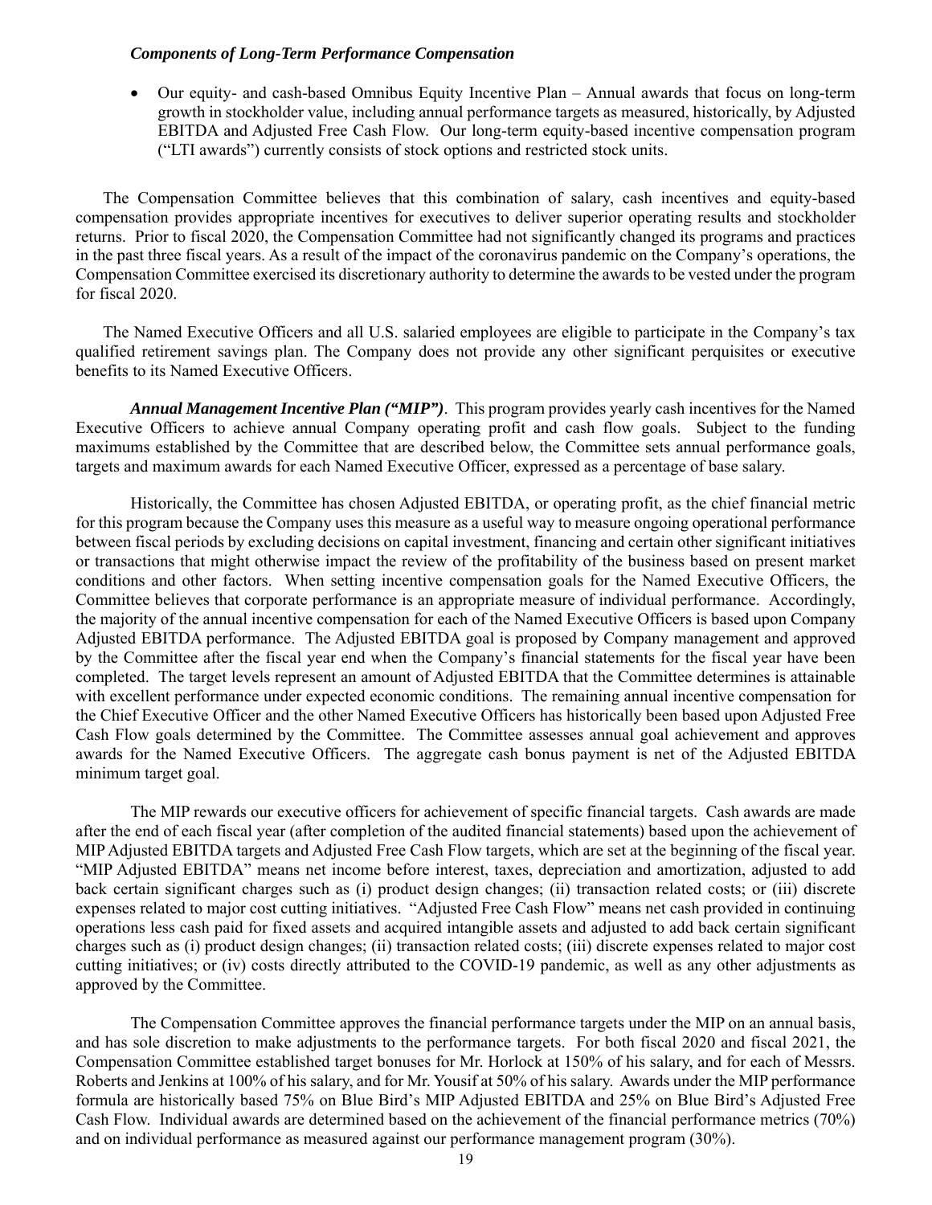***Components of Long-Term Performance Compensation***

- Our equity- and cash-based Omnibus Equity Incentive Plan – Annual awards that focus on long-term growth in stockholder value, including annual performance targets as measured, historically, by Adjusted EBITDA and Adjusted Free Cash Flow. Our long-term equity-based incentive compensation program ("LTI awards") currently consists of stock options and restricted stock units.

The Compensation Committee believes that this combination of salary, cash incentives and equity-based compensation provides appropriate incentives for executives to deliver superior operating results and stockholder returns. Prior to fiscal 2020, the Compensation Committee had not significantly changed its programs and practices in the past three fiscal years. As a result of the impact of the coronavirus pandemic on the Company's operations, the Compensation Committee exercised its discretionary authority to determine the awards to be vested under the program for fiscal 2020.

The Named Executive Officers and all U.S. salaried employees are eligible to participate in the Company's tax qualified retirement savings plan. The Company does not provide any other significant perquisites or executive benefits to its Named Executive Officers.

***Annual Management Incentive Plan ("MIP")***. This program provides yearly cash incentives for the Named Executive Officers to achieve annual Company operating profit and cash flow goals. Subject to the funding maximums established by the Committee that are described below, the Committee sets annual performance goals, targets and maximum awards for each Named Executive Officer, expressed as a percentage of base salary.

Historically, the Committee has chosen Adjusted EBITDA, or operating profit, as the chief financial metric for this program because the Company uses this measure as a useful way to measure ongoing operational performance between fiscal periods by excluding decisions on capital investment, financing and certain other significant initiatives or transactions that might otherwise impact the review of the profitability of the business based on present market conditions and other factors. When setting incentive compensation goals for the Named Executive Officers, the Committee believes that corporate performance is an appropriate measure of individual performance. Accordingly, the majority of the annual incentive compensation for each of the Named Executive Officers is based upon Company Adjusted EBITDA performance. The Adjusted EBITDA goal is proposed by Company management and approved by the Committee after the fiscal year end when the Company's financial statements for the fiscal year have been completed. The target levels represent an amount of Adjusted EBITDA that the Committee determines is attainable with excellent performance under expected economic conditions. The remaining annual incentive compensation for the Chief Executive Officer and the other Named Executive Officers has historically been based upon Adjusted Free Cash Flow goals determined by the Committee. The Committee assesses annual goal achievement and approves awards for the Named Executive Officers. The aggregate cash bonus payment is net of the Adjusted EBITDA minimum target goal.

The MIP rewards our executive officers for achievement of specific financial targets. Cash awards are made after the end of each fiscal year (after completion of the audited financial statements) based upon the achievement of MIP Adjusted EBITDA targets and Adjusted Free Cash Flow targets, which are set at the beginning of the fiscal year. "MIP Adjusted EBITDA" means net income before interest, taxes, depreciation and amortization, adjusted to add back certain significant charges such as (i) product design changes; (ii) transaction related costs; or (iii) discrete expenses related to major cost cutting initiatives. "Adjusted Free Cash Flow" means net cash provided in continuing operations less cash paid for fixed assets and acquired intangible assets and adjusted to add back certain significant charges such as (i) product design changes; (ii) transaction related costs; (iii) discrete expenses related to major cost cutting initiatives; or (iv) costs directly attributed to the COVID-19 pandemic, as well as any other adjustments as approved by the Committee.

The Compensation Committee approves the financial performance targets under the MIP on an annual basis, and has sole discretion to make adjustments to the performance targets. For both fiscal 2020 and fiscal 2021, the Compensation Committee established target bonuses for Mr. Horlock at 150% of his salary, and for each of Messrs. Roberts and Jenkins at 100% of his salary, and for Mr. Yousif at 50% of his salary. Awards under the MIP performance formula are historically based 75% on Blue Bird's MIP Adjusted EBITDA and 25% on Blue Bird's Adjusted Free Cash Flow. Individual awards are determined based on the achievement of the financial performance metrics (70%) and on individual performance as measured against our performance management program (30%).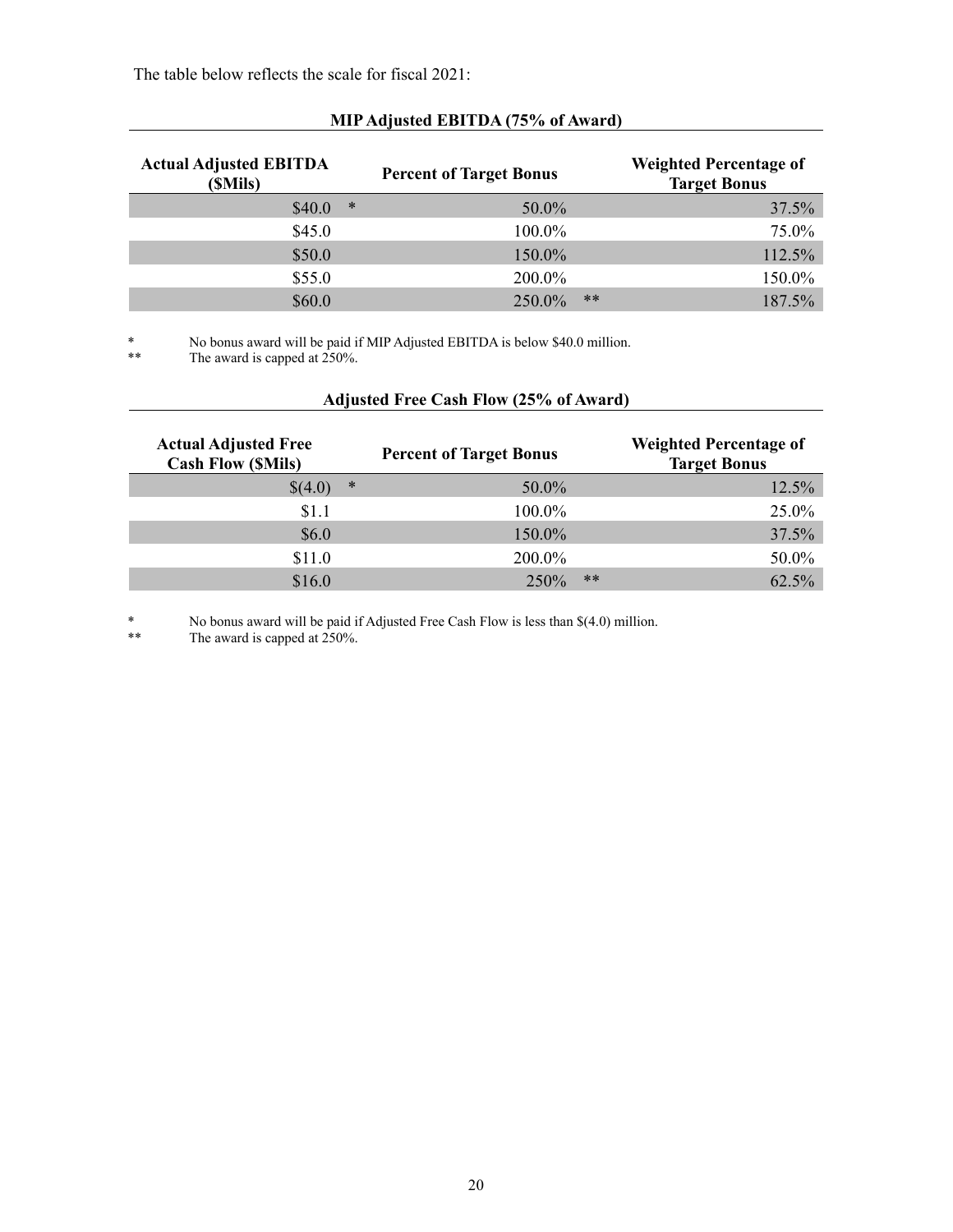The table below reflects the scale for fiscal 2021:

**MIP Adjusted EBITDA (75% of Award)**

| Actual Adjusted EBITDA ($Mils) | Percent of Target Bonus | Weighted Percentage of Target Bonus |
|---|---|---|
| $40.0 * | 50.0% | 37.5% |
| $45.0 | 100.0% | 75.0% |
| $50.0 | 150.0% | 112.5% |
| $55.0 | 200.0% | 150.0% |
| $60.0 | 250.0% ** | 187.5% |

\* No bonus award will be paid if MIP Adjusted EBITDA is below $40.0 million.
** The award is capped at 250%.

**Adjusted Free Cash Flow (25% of Award)**

| Actual Adjusted Free Cash Flow ($Mils) | Percent of Target Bonus | Weighted Percentage of Target Bonus |
|---|---|---|
| $(4.0) * | 50.0% | 12.5% |
| $1.1 | 100.0% | 25.0% |
| $6.0 | 150.0% | 37.5% |
| $11.0 | 200.0% | 50.0% |
| $16.0 | 250% ** | 62.5% |

\* No bonus award will be paid if Adjusted Free Cash Flow is less than $(4.0) million.
** The award is capped at 250%.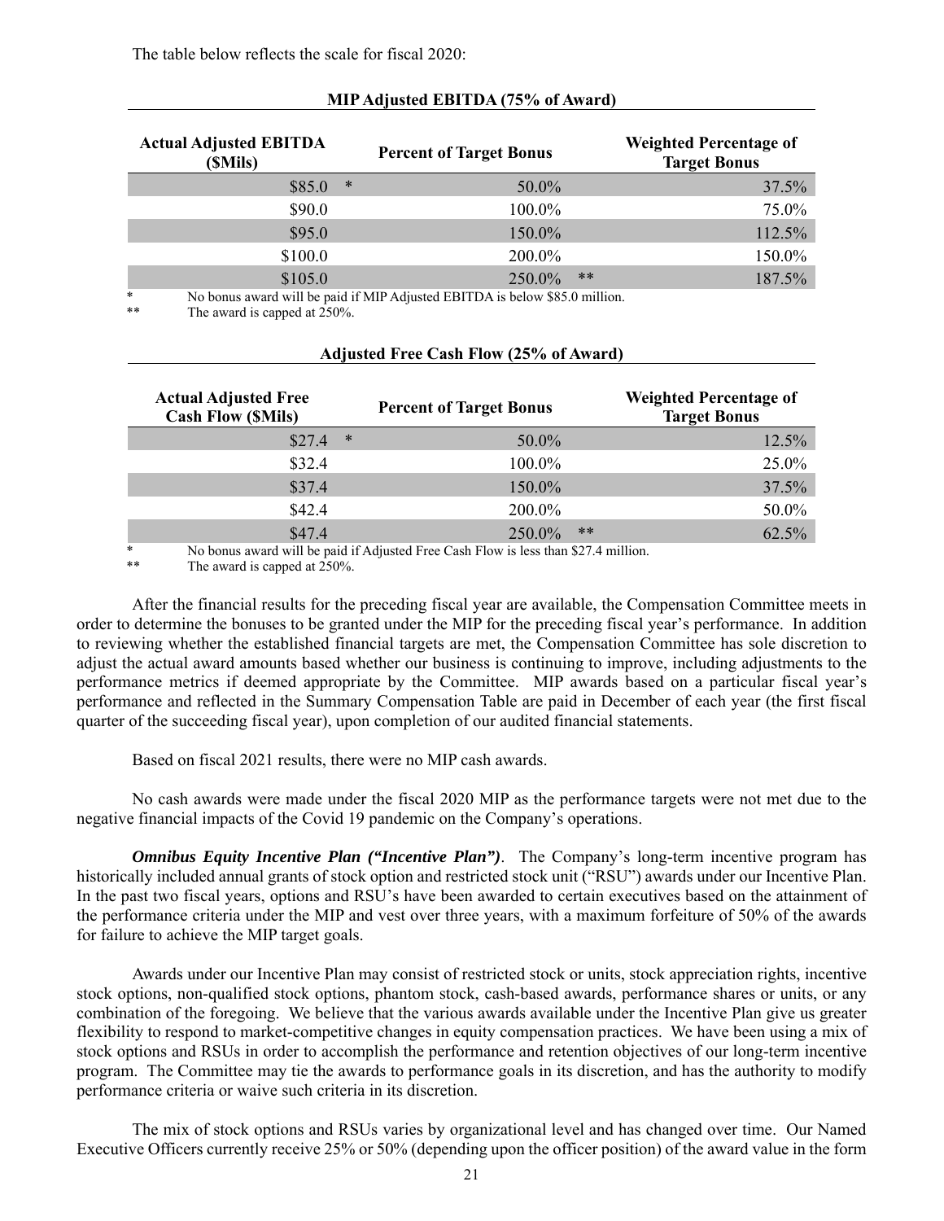The table below reflects the scale for fiscal 2020:

**MIP Adjusted EBITDA (75% of Award)**

| Actual Adjusted EBITDA ($Mils) | Percent of Target Bonus | Weighted Percentage of Target Bonus |
|---|---|---|
| $85.0 * | 50.0% | 37.5% |
| $90.0 | 100.0% | 75.0% |
| $95.0 | 150.0% | 112.5% |
| $100.0 | 200.0% | 150.0% |
| $105.0 | 250.0% ** | 187.5% |

\* No bonus award will be paid if MIP Adjusted EBITDA is below $85.0 million.

\** The award is capped at 250%.

**Adjusted Free Cash Flow (25% of Award)**

| Actual Adjusted Free Cash Flow ($Mils) | Percent of Target Bonus | Weighted Percentage of Target Bonus |
|---|---|---|
| $27.4 * | 50.0% | 12.5% |
| $32.4 | 100.0% | 25.0% |
| $37.4 | 150.0% | 37.5% |
| $42.4 | 200.0% | 50.0% |
| $47.4 | 250.0% ** | 62.5% |

\* No bonus award will be paid if Adjusted Free Cash Flow is less than $27.4 million.

\** The award is capped at 250%.

After the financial results for the preceding fiscal year are available, the Compensation Committee meets in order to determine the bonuses to be granted under the MIP for the preceding fiscal year's performance. In addition to reviewing whether the established financial targets are met, the Compensation Committee has sole discretion to adjust the actual award amounts based whether our business is continuing to improve, including adjustments to the performance metrics if deemed appropriate by the Committee. MIP awards based on a particular fiscal year's performance and reflected in the Summary Compensation Table are paid in December of each year (the first fiscal quarter of the succeeding fiscal year), upon completion of our audited financial statements.

Based on fiscal 2021 results, there were no MIP cash awards.

No cash awards were made under the fiscal 2020 MIP as the performance targets were not met due to the negative financial impacts of the Covid 19 pandemic on the Company's operations.

***Omnibus Equity Incentive Plan ("Incentive Plan")***. The Company's long-term incentive program has historically included annual grants of stock option and restricted stock unit ("RSU") awards under our Incentive Plan. In the past two fiscal years, options and RSU's have been awarded to certain executives based on the attainment of the performance criteria under the MIP and vest over three years, with a maximum forfeiture of 50% of the awards for failure to achieve the MIP target goals.

Awards under our Incentive Plan may consist of restricted stock or units, stock appreciation rights, incentive stock options, non-qualified stock options, phantom stock, cash-based awards, performance shares or units, or any combination of the foregoing. We believe that the various awards available under the Incentive Plan give us greater flexibility to respond to market-competitive changes in equity compensation practices. We have been using a mix of stock options and RSUs in order to accomplish the performance and retention objectives of our long-term incentive program. The Committee may tie the awards to performance goals in its discretion, and has the authority to modify performance criteria or waive such criteria in its discretion.

The mix of stock options and RSUs varies by organizational level and has changed over time. Our Named Executive Officers currently receive 25% or 50% (depending upon the officer position) of the award value in the form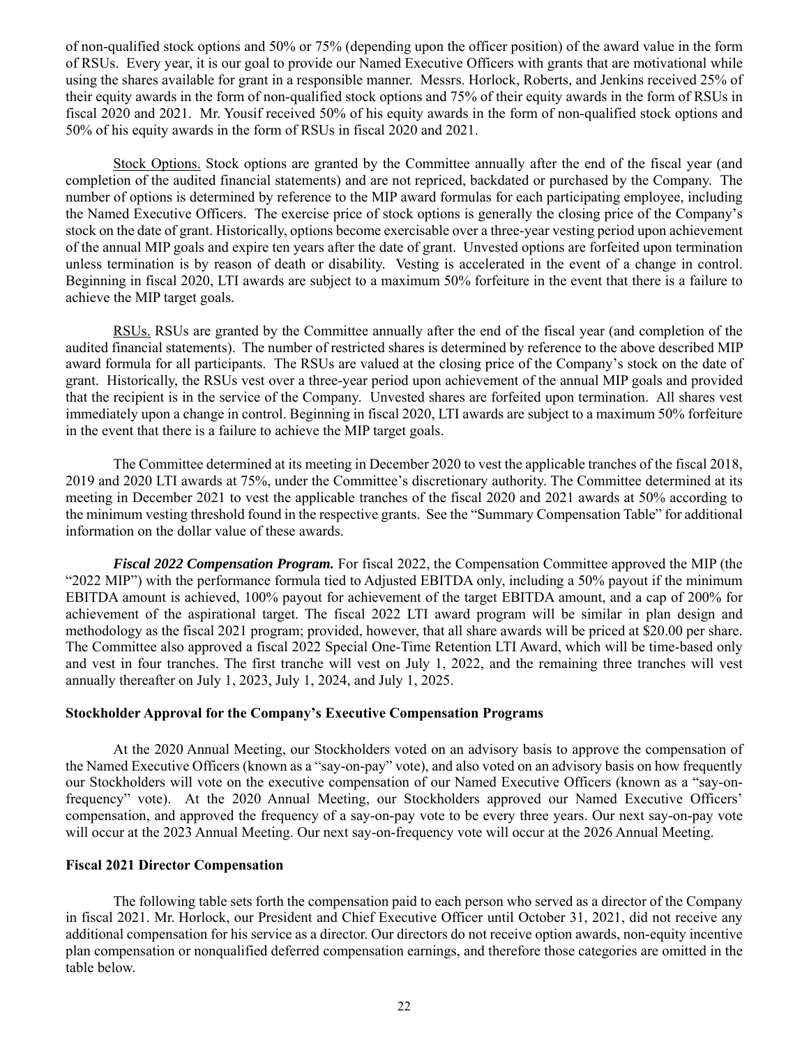of non-qualified stock options and 50% or 75% (depending upon the officer position) of the award value in the form of RSUs. Every year, it is our goal to provide our Named Executive Officers with grants that are motivational while using the shares available for grant in a responsible manner. Messrs. Horlock, Roberts, and Jenkins received 25% of their equity awards in the form of non-qualified stock options and 75% of their equity awards in the form of RSUs in fiscal 2020 and 2021. Mr. Yousif received 50% of his equity awards in the form of non-qualified stock options and 50% of his equity awards in the form of RSUs in fiscal 2020 and 2021.

Stock Options. Stock options are granted by the Committee annually after the end of the fiscal year (and completion of the audited financial statements) and are not repriced, backdated or purchased by the Company. The number of options is determined by reference to the MIP award formulas for each participating employee, including the Named Executive Officers. The exercise price of stock options is generally the closing price of the Company's stock on the date of grant. Historically, options become exercisable over a three-year vesting period upon achievement of the annual MIP goals and expire ten years after the date of grant. Unvested options are forfeited upon termination unless termination is by reason of death or disability. Vesting is accelerated in the event of a change in control. Beginning in fiscal 2020, LTI awards are subject to a maximum 50% forfeiture in the event that there is a failure to achieve the MIP target goals.

RSUs. RSUs are granted by the Committee annually after the end of the fiscal year (and completion of the audited financial statements). The number of restricted shares is determined by reference to the above described MIP award formula for all participants. The RSUs are valued at the closing price of the Company's stock on the date of grant. Historically, the RSUs vest over a three-year period upon achievement of the annual MIP goals and provided that the recipient is in the service of the Company. Unvested shares are forfeited upon termination. All shares vest immediately upon a change in control. Beginning in fiscal 2020, LTI awards are subject to a maximum 50% forfeiture in the event that there is a failure to achieve the MIP target goals.

The Committee determined at its meeting in December 2020 to vest the applicable tranches of the fiscal 2018, 2019 and 2020 LTI awards at 75%, under the Committee's discretionary authority. The Committee determined at its meeting in December 2021 to vest the applicable tranches of the fiscal 2020 and 2021 awards at 50% according to the minimum vesting threshold found in the respective grants. See the "Summary Compensation Table" for additional information on the dollar value of these awards.

***Fiscal 2022 Compensation Program.*** For fiscal 2022, the Compensation Committee approved the MIP (the "2022 MIP") with the performance formula tied to Adjusted EBITDA only, including a 50% payout if the minimum EBITDA amount is achieved, 100% payout for achievement of the target EBITDA amount, and a cap of 200% for achievement of the aspirational target. The fiscal 2022 LTI award program will be similar in plan design and methodology as the fiscal 2021 program; provided, however, that all share awards will be priced at $20.00 per share. The Committee also approved a fiscal 2022 Special One-Time Retention LTI Award, which will be time-based only and vest in four tranches. The first tranche will vest on July 1, 2022, and the remaining three tranches will vest annually thereafter on July 1, 2023, July 1, 2024, and July 1, 2025.

**Stockholder Approval for the Company's Executive Compensation Programs**

At the 2020 Annual Meeting, our Stockholders voted on an advisory basis to approve the compensation of the Named Executive Officers (known as a "say-on-pay" vote), and also voted on an advisory basis on how frequently our Stockholders will vote on the executive compensation of our Named Executive Officers (known as a "say-on-frequency" vote). At the 2020 Annual Meeting, our Stockholders approved our Named Executive Officers' compensation, and approved the frequency of a say-on-pay vote to be every three years. Our next say-on-pay vote will occur at the 2023 Annual Meeting. Our next say-on-frequency vote will occur at the 2026 Annual Meeting.

**Fiscal 2021 Director Compensation**

The following table sets forth the compensation paid to each person who served as a director of the Company in fiscal 2021. Mr. Horlock, our President and Chief Executive Officer until October 31, 2021, did not receive any additional compensation for his service as a director. Our directors do not receive option awards, non-equity incentive plan compensation or nonqualified deferred compensation earnings, and therefore those categories are omitted in the table below.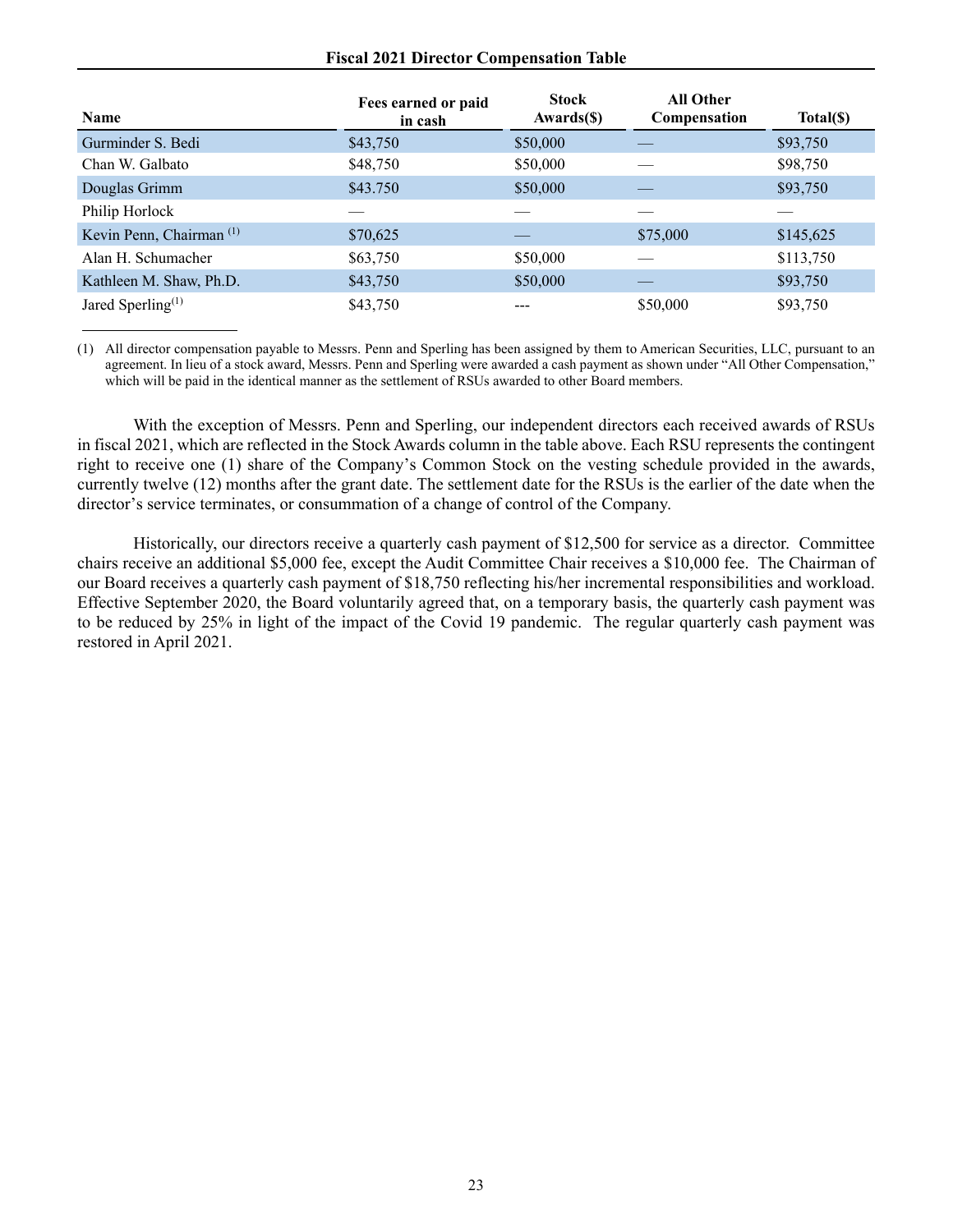**Fiscal 2021 Director Compensation Table**

| Name | Fees earned or paid in cash | Stock Awards($) | All Other Compensation | Total($) |
|---|---|---|---|---|
| Gurminder S. Bedi | $43,750 | $50,000 | — | $93,750 |
| Chan W. Galbato | $48,750 | $50,000 | — | $98,750 |
| Douglas Grimm | $43.750 | $50,000 | — | $93,750 |
| Philip Horlock | — | — | — | — |
| Kevin Penn, Chairman [(1)] | $70,625 | — | $75,000 | $145,625 |
| Alan H. Schumacher | $63,750 | $50,000 | — | $113,750 |
| Kathleen M. Shaw, Ph.D. | $43,750 | $50,000 | — | $93,750 |
| Jared Sperling[(1)] | $43,750 | --- | $50,000 | $93,750 |

(1) All director compensation payable to Messrs. Penn and Sperling has been assigned by them to American Securities, LLC, pursuant to an agreement. In lieu of a stock award, Messrs. Penn and Sperling were awarded a cash payment as shown under "All Other Compensation," which will be paid in the identical manner as the settlement of RSUs awarded to other Board members.

With the exception of Messrs. Penn and Sperling, our independent directors each received awards of RSUs in fiscal 2021, which are reflected in the Stock Awards column in the table above. Each RSU represents the contingent right to receive one (1) share of the Company's Common Stock on the vesting schedule provided in the awards, currently twelve (12) months after the grant date. The settlement date for the RSUs is the earlier of the date when the director's service terminates, or consummation of a change of control of the Company.

Historically, our directors receive a quarterly cash payment of $12,500 for service as a director. Committee chairs receive an additional $5,000 fee, except the Audit Committee Chair receives a $10,000 fee. The Chairman of our Board receives a quarterly cash payment of $18,750 reflecting his/her incremental responsibilities and workload. Effective September 2020, the Board voluntarily agreed that, on a temporary basis, the quarterly cash payment was to be reduced by 25% in light of the impact of the Covid 19 pandemic. The regular quarterly cash payment was restored in April 2021.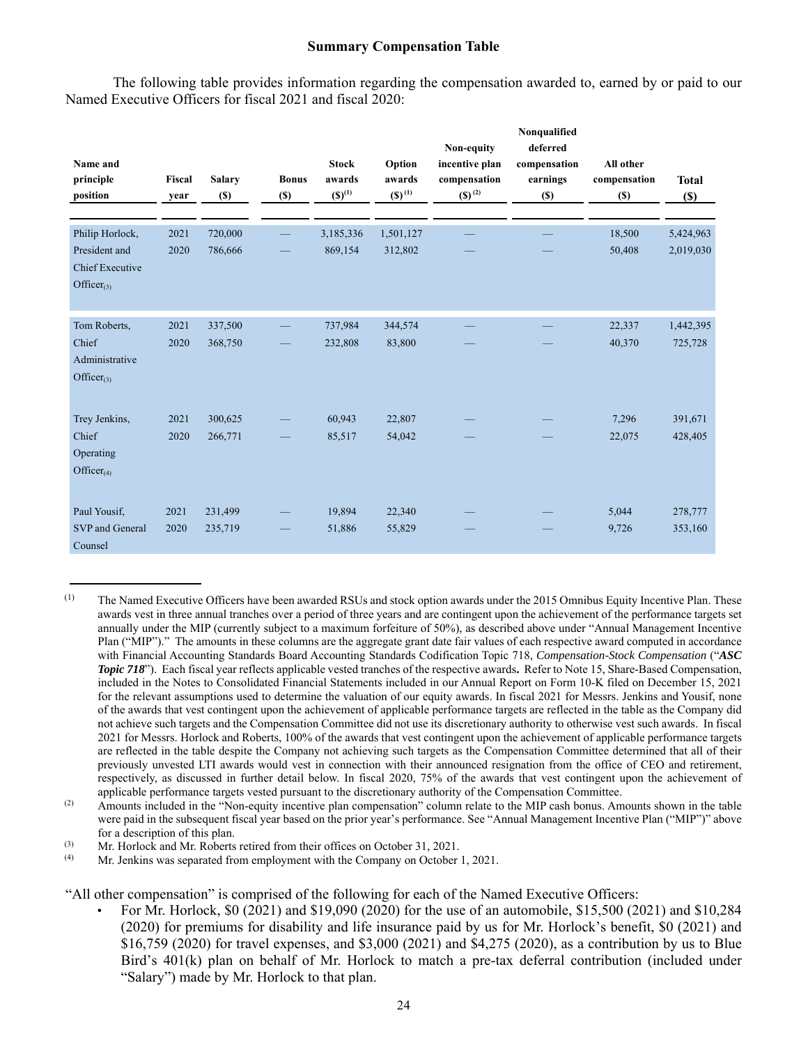## Summary Compensation Table

The following table provides information regarding the compensation awarded to, earned by or paid to our Named Executive Officers for fiscal 2021 and fiscal 2020:

| Name and principle position | Fiscal year | Salary ($) | Bonus ($) | Stock awards ($)[(1)] | Option awards ($)[(1)] | Non-equity incentive plan compensation ($)[(2)] | Nonqualified deferred compensation earnings ($) | All other compensation ($) | Total ($) |
|---|---|---|---|---|---|---|---|---|---|
| Philip Horlock, President and Chief Executive Officer[(3)] | 2021 | 720,000 | — | 3,185,336 | 1,501,127 | — | — | 18,500 | 5,424,963 |
| | 2020 | 786,666 | — | 869,154 | 312,802 | — | — | 50,408 | 2,019,030 |
| Tom Roberts, Chief Administrative Officer[(3)] | 2021 | 337,500 | — | 737,984 | 344,574 | — | — | 22,337 | 1,442,395 |
| | 2020 | 368,750 | — | 232,808 | 83,800 | — | — | 40,370 | 725,728 |
| Trey Jenkins, Chief Operating Officer[(4)] | 2021 | 300,625 | — | 60,943 | 22,807 | — | — | 7,296 | 391,671 |
| | 2020 | 266,771 | — | 85,517 | 54,042 | — | — | 22,075 | 428,405 |
| Paul Yousif, SVP and General Counsel | 2021 | 231,499 | — | 19,894 | 22,340 | — | — | 5,044 | 278,777 |
| | 2020 | 235,719 | — | 51,886 | 55,829 | — | — | 9,726 | 353,160 |

(1) The Named Executive Officers have been awarded RSUs and stock option awards under the 2015 Omnibus Equity Incentive Plan. These awards vest in three annual tranches over a period of three years and are contingent upon the achievement of the performance targets set annually under the MIP (currently subject to a maximum forfeiture of 50%), as described above under "Annual Management Incentive Plan ("MIP")." The amounts in these columns are the aggregate grant date fair values of each respective award computed in accordance with Financial Accounting Standards Board Accounting Standards Codification Topic 718, *Compensation-Stock Compensation* ("***ASC Topic 718***"). Each fiscal year reflects applicable vested tranches of the respective awards**.** Refer to Note 15, Share-Based Compensation, included in the Notes to Consolidated Financial Statements included in our Annual Report on Form 10-K filed on December 15, 2021 for the relevant assumptions used to determine the valuation of our equity awards. In fiscal 2021 for Messrs. Jenkins and Yousif, none of the awards that vest contingent upon the achievement of applicable performance targets are reflected in the table as the Company did not achieve such targets and the Compensation Committee did not use its discretionary authority to otherwise vest such awards. In fiscal 2021 for Messrs. Horlock and Roberts, 100% of the awards that vest contingent upon the achievement of applicable performance targets are reflected in the table despite the Company not achieving such targets as the Compensation Committee determined that all of their previously unvested LTI awards would vest in connection with their announced resignation from the office of CEO and retirement, respectively, as discussed in further detail below. In fiscal 2020, 75% of the awards that vest contingent upon the achievement of applicable performance targets vested pursuant to the discretionary authority of the Compensation Committee.

(2) Amounts included in the "Non-equity incentive plan compensation" column relate to the MIP cash bonus. Amounts shown in the table were paid in the subsequent fiscal year based on the prior year's performance. See "Annual Management Incentive Plan ("MIP")" above for a description of this plan.

(3) Mr. Horlock and Mr. Roberts retired from their offices on October 31, 2021.

(4) Mr. Jenkins was separated from employment with the Company on October 1, 2021.

"All other compensation" is comprised of the following for each of the Named Executive Officers:

- For Mr. Horlock, $0 (2021) and $19,090 (2020) for the use of an automobile, $15,500 (2021) and $10,284 (2020) for premiums for disability and life insurance paid by us for Mr. Horlock's benefit, $0 (2021) and $16,759 (2020) for travel expenses, and $3,000 (2021) and $4,275 (2020), as a contribution by us to Blue Bird's 401(k) plan on behalf of Mr. Horlock to match a pre-tax deferral contribution (included under "Salary") made by Mr. Horlock to that plan.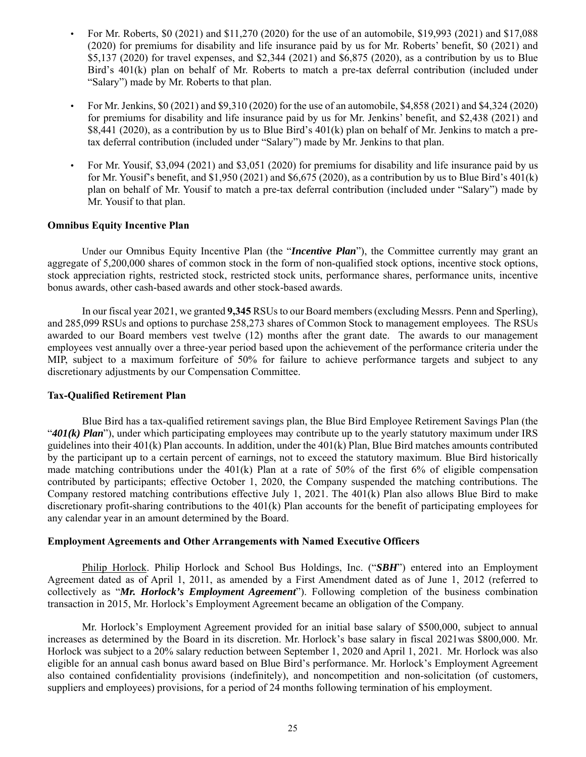- For Mr. Roberts, $0 (2021) and $11,270 (2020) for the use of an automobile, $19,993 (2021) and $17,088 (2020) for premiums for disability and life insurance paid by us for Mr. Roberts' benefit, $0 (2021) and $5,137 (2020) for travel expenses, and $2,344 (2021) and $6,875 (2020), as a contribution by us to Blue Bird's 401(k) plan on behalf of Mr. Roberts to match a pre-tax deferral contribution (included under "Salary") made by Mr. Roberts to that plan.

- For Mr. Jenkins, $0 (2021) and $9,310 (2020) for the use of an automobile, $4,858 (2021) and $4,324 (2020) for premiums for disability and life insurance paid by us for Mr. Jenkins' benefit, and $2,438 (2021) and $8,441 (2020), as a contribution by us to Blue Bird's 401(k) plan on behalf of Mr. Jenkins to match a pre-tax deferral contribution (included under "Salary") made by Mr. Jenkins to that plan.

- For Mr. Yousif, $3,094 (2021) and $3,051 (2020) for premiums for disability and life insurance paid by us for Mr. Yousif's benefit, and $1,950 (2021) and $6,675 (2020), as a contribution by us to Blue Bird's 401(k) plan on behalf of Mr. Yousif to match a pre-tax deferral contribution (included under "Salary") made by Mr. Yousif to that plan.

**Omnibus Equity Incentive Plan**

Under our Omnibus Equity Incentive Plan (the "***Incentive Plan***"), the Committee currently may grant an aggregate of 5,200,000 shares of common stock in the form of non-qualified stock options, incentive stock options, stock appreciation rights, restricted stock, restricted stock units, performance shares, performance units, incentive bonus awards, other cash-based awards and other stock-based awards.

In our fiscal year 2021, we granted **9,345** RSUs to our Board members (excluding Messrs. Penn and Sperling), and 285,099 RSUs and options to purchase 258,273 shares of Common Stock to management employees. The RSUs awarded to our Board members vest twelve (12) months after the grant date. The awards to our management employees vest annually over a three-year period based upon the achievement of the performance criteria under the MIP, subject to a maximum forfeiture of 50% for failure to achieve performance targets and subject to any discretionary adjustments by our Compensation Committee.

**Tax-Qualified Retirement Plan**

Blue Bird has a tax-qualified retirement savings plan, the Blue Bird Employee Retirement Savings Plan (the "***401(k) Plan***"), under which participating employees may contribute up to the yearly statutory maximum under IRS guidelines into their 401(k) Plan accounts. In addition, under the 401(k) Plan, Blue Bird matches amounts contributed by the participant up to a certain percent of earnings, not to exceed the statutory maximum. Blue Bird historically made matching contributions under the 401(k) Plan at a rate of 50% of the first 6% of eligible compensation contributed by participants; effective October 1, 2020, the Company suspended the matching contributions. The Company restored matching contributions effective July 1, 2021. The 401(k) Plan also allows Blue Bird to make discretionary profit-sharing contributions to the 401(k) Plan accounts for the benefit of participating employees for any calendar year in an amount determined by the Board.

**Employment Agreements and Other Arrangements with Named Executive Officers**

Philip Horlock. Philip Horlock and School Bus Holdings, Inc. ("***SBH***") entered into an Employment Agreement dated as of April 1, 2011, as amended by a First Amendment dated as of June 1, 2012 (referred to collectively as "***Mr. Horlock's Employment Agreement***"). Following completion of the business combination transaction in 2015, Mr. Horlock's Employment Agreement became an obligation of the Company.

Mr. Horlock's Employment Agreement provided for an initial base salary of $500,000, subject to annual increases as determined by the Board in its discretion. Mr. Horlock's base salary in fiscal 2021was $800,000. Mr. Horlock was subject to a 20% salary reduction between September 1, 2020 and April 1, 2021. Mr. Horlock was also eligible for an annual cash bonus award based on Blue Bird's performance. Mr. Horlock's Employment Agreement also contained confidentiality provisions (indefinitely), and noncompetition and non-solicitation (of customers, suppliers and employees) provisions, for a period of 24 months following termination of his employment.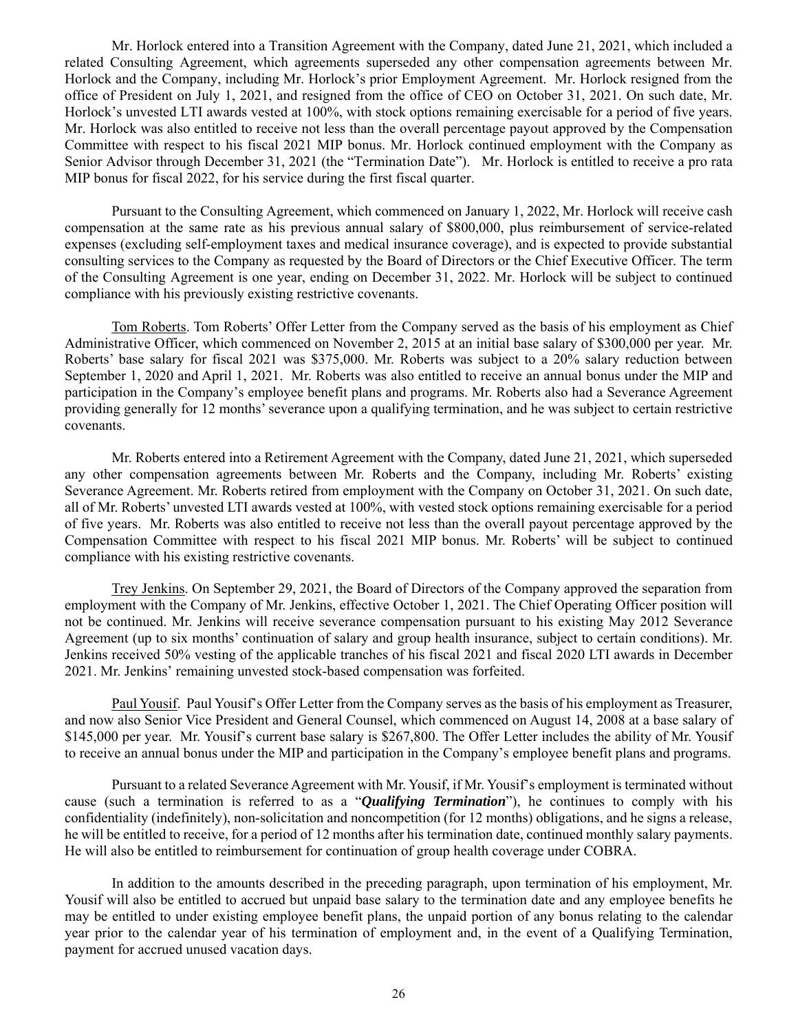Mr. Horlock entered into a Transition Agreement with the Company, dated June 21, 2021, which included a related Consulting Agreement, which agreements superseded any other compensation agreements between Mr. Horlock and the Company, including Mr. Horlock's prior Employment Agreement. Mr. Horlock resigned from the office of President on July 1, 2021, and resigned from the office of CEO on October 31, 2021. On such date, Mr. Horlock's unvested LTI awards vested at 100%, with stock options remaining exercisable for a period of five years. Mr. Horlock was also entitled to receive not less than the overall percentage payout approved by the Compensation Committee with respect to his fiscal 2021 MIP bonus. Mr. Horlock continued employment with the Company as Senior Advisor through December 31, 2021 (the "Termination Date"). Mr. Horlock is entitled to receive a pro rata MIP bonus for fiscal 2022, for his service during the first fiscal quarter.

Pursuant to the Consulting Agreement, which commenced on January 1, 2022, Mr. Horlock will receive cash compensation at the same rate as his previous annual salary of $800,000, plus reimbursement of service-related expenses (excluding self-employment taxes and medical insurance coverage), and is expected to provide substantial consulting services to the Company as requested by the Board of Directors or the Chief Executive Officer. The term of the Consulting Agreement is one year, ending on December 31, 2022. Mr. Horlock will be subject to continued compliance with his previously existing restrictive covenants.

Tom Roberts. Tom Roberts' Offer Letter from the Company served as the basis of his employment as Chief Administrative Officer, which commenced on November 2, 2015 at an initial base salary of $300,000 per year. Mr. Roberts' base salary for fiscal 2021 was $375,000. Mr. Roberts was subject to a 20% salary reduction between September 1, 2020 and April 1, 2021. Mr. Roberts was also entitled to receive an annual bonus under the MIP and participation in the Company's employee benefit plans and programs. Mr. Roberts also had a Severance Agreement providing generally for 12 months' severance upon a qualifying termination, and he was subject to certain restrictive covenants.

Mr. Roberts entered into a Retirement Agreement with the Company, dated June 21, 2021, which superseded any other compensation agreements between Mr. Roberts and the Company, including Mr. Roberts' existing Severance Agreement. Mr. Roberts retired from employment with the Company on October 31, 2021. On such date, all of Mr. Roberts' unvested LTI awards vested at 100%, with vested stock options remaining exercisable for a period of five years. Mr. Roberts was also entitled to receive not less than the overall payout percentage approved by the Compensation Committee with respect to his fiscal 2021 MIP bonus. Mr. Roberts' will be subject to continued compliance with his existing restrictive covenants.

Trey Jenkins. On September 29, 2021, the Board of Directors of the Company approved the separation from employment with the Company of Mr. Jenkins, effective October 1, 2021. The Chief Operating Officer position will not be continued. Mr. Jenkins will receive severance compensation pursuant to his existing May 2012 Severance Agreement (up to six months' continuation of salary and group health insurance, subject to certain conditions). Mr. Jenkins received 50% vesting of the applicable tranches of his fiscal 2021 and fiscal 2020 LTI awards in December 2021. Mr. Jenkins' remaining unvested stock-based compensation was forfeited.

Paul Yousif. Paul Yousif's Offer Letter from the Company serves as the basis of his employment as Treasurer, and now also Senior Vice President and General Counsel, which commenced on August 14, 2008 at a base salary of $145,000 per year. Mr. Yousif's current base salary is $267,800. The Offer Letter includes the ability of Mr. Yousif to receive an annual bonus under the MIP and participation in the Company's employee benefit plans and programs.

Pursuant to a related Severance Agreement with Mr. Yousif, if Mr. Yousif's employment is terminated without cause (such a termination is referred to as a "***Qualifying Termination***"), he continues to comply with his confidentiality (indefinitely), non-solicitation and noncompetition (for 12 months) obligations, and he signs a release, he will be entitled to receive, for a period of 12 months after his termination date, continued monthly salary payments. He will also be entitled to reimbursement for continuation of group health coverage under COBRA.

In addition to the amounts described in the preceding paragraph, upon termination of his employment, Mr. Yousif will also be entitled to accrued but unpaid base salary to the termination date and any employee benefits he may be entitled to under existing employee benefit plans, the unpaid portion of any bonus relating to the calendar year prior to the calendar year of his termination of employment and, in the event of a Qualifying Termination, payment for accrued unused vacation days.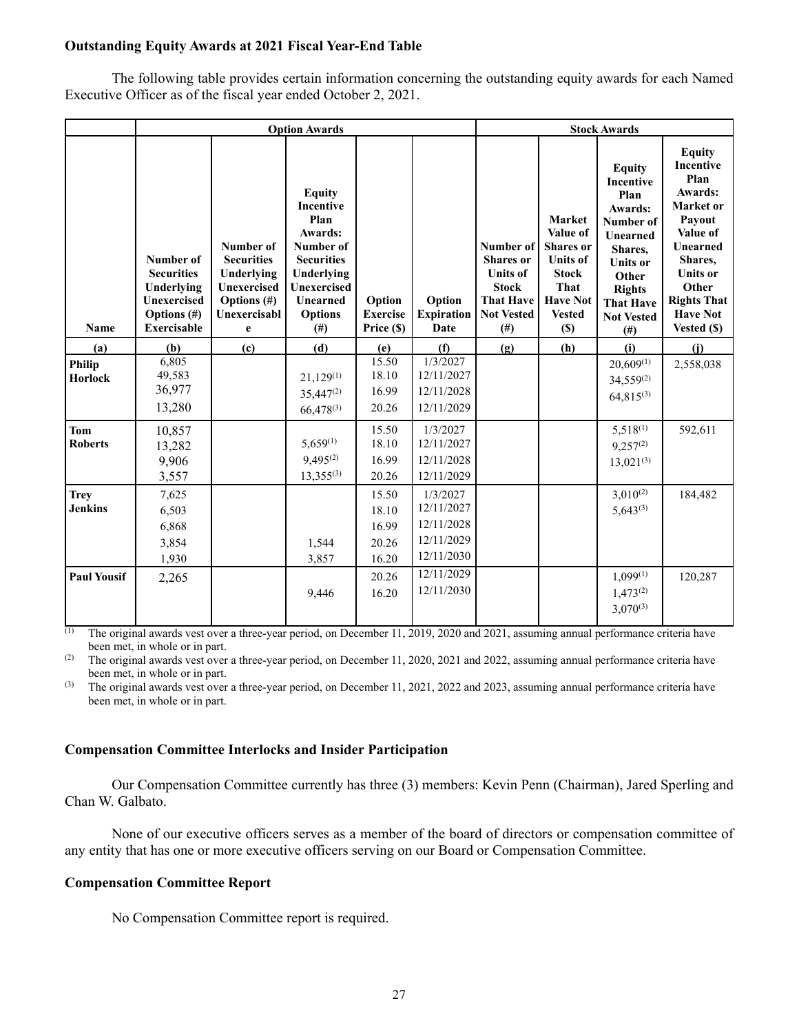### Outstanding Equity Awards at 2021 Fiscal Year-End Table

The following table provides certain information concerning the outstanding equity awards for each Named Executive Officer as of the fiscal year ended October 2, 2021.

| | Option Awards | | | | | Stock Awards | | | |
|---|---|---|---|---|---|---|---|---|---|
| Name | Number of Securities Underlying Unexercised Options (#) Exercisable | Number of Securities Underlying Unexercised Options (#) Unexercisable | Equity Incentive Plan Awards: Number of Securities Underlying Unexercised Unearned Options (#) | Option Exercise Price ($) | Option Expiration Date | Number of Shares or Units of Stock That Have Not Vested (#) | Market Value of Shares or Units of Stock That Have Not Vested ($) | Equity Incentive Plan Awards: Number of Unearned Shares, Units or Other Rights That Have Not Vested (#) | Equity Incentive Plan Awards: Market or Payout Value of Unearned Shares, Units or Other Rights That Have Not Vested ($) |
| (a) | (b) | (c) | (d) | (e) | (f) | (g) | (h) | (i) | (j) |
| Philip Horlock | 6,805<br>49,583<br>36,977<br>13,280 | | <br>21,129(1)<br>35,447(2)<br>66,478(3) | 15.50<br>18.10<br>16.99<br>20.26 | 1/3/2027<br>12/11/2027<br>12/11/2028<br>12/11/2029 | | | 20,609(1)<br>34,559(2)<br>64,815(3) | 2,558,038 |
| Tom Roberts | 10,857<br>13,282<br>9,906<br>3,557 | | <br>5,659(1)<br>9,495(2)<br>13,355(3) | 15.50<br>18.10<br>16.99<br>20.26 | 1/3/2027<br>12/11/2027<br>12/11/2028<br>12/11/2029 | | | 5,518(1)<br>9,257(2)<br>13,021(3) | 592,611 |
| Trey Jenkins | 7,625<br>6,503<br>6,868<br>3,854<br>1,930 | | <br><br><br>1,544<br>3,857 | 15.50<br>18.10<br>16.99<br>20.26<br>16.20 | 1/3/2027<br>12/11/2027<br>12/11/2028<br>12/11/2029<br>12/11/2030 | | | 3,010(2)<br>5,643(3) | 184,482 |
| Paul Yousif | 2,265 | | <br>9,446 | 20.26<br>16.20 | 12/11/2029<br>12/11/2030 | | | 1,099(1)<br>1,473(2)<br>3,070(3) | 120,287 |

(1) The original awards vest over a three-year period, on December 11, 2019, 2020 and 2021, assuming annual performance criteria have been met, in whole or in part.

(2) The original awards vest over a three-year period, on December 11, 2020, 2021 and 2022, assuming annual performance criteria have been met, in whole or in part.

(3) The original awards vest over a three-year period, on December 11, 2021, 2022 and 2023, assuming annual performance criteria have been met, in whole or in part.

### Compensation Committee Interlocks and Insider Participation

Our Compensation Committee currently has three (3) members: Kevin Penn (Chairman), Jared Sperling and Chan W. Galbato.

None of our executive officers serves as a member of the board of directors or compensation committee of any entity that has one or more executive officers serving on our Board or Compensation Committee.

### Compensation Committee Report

No Compensation Committee report is required.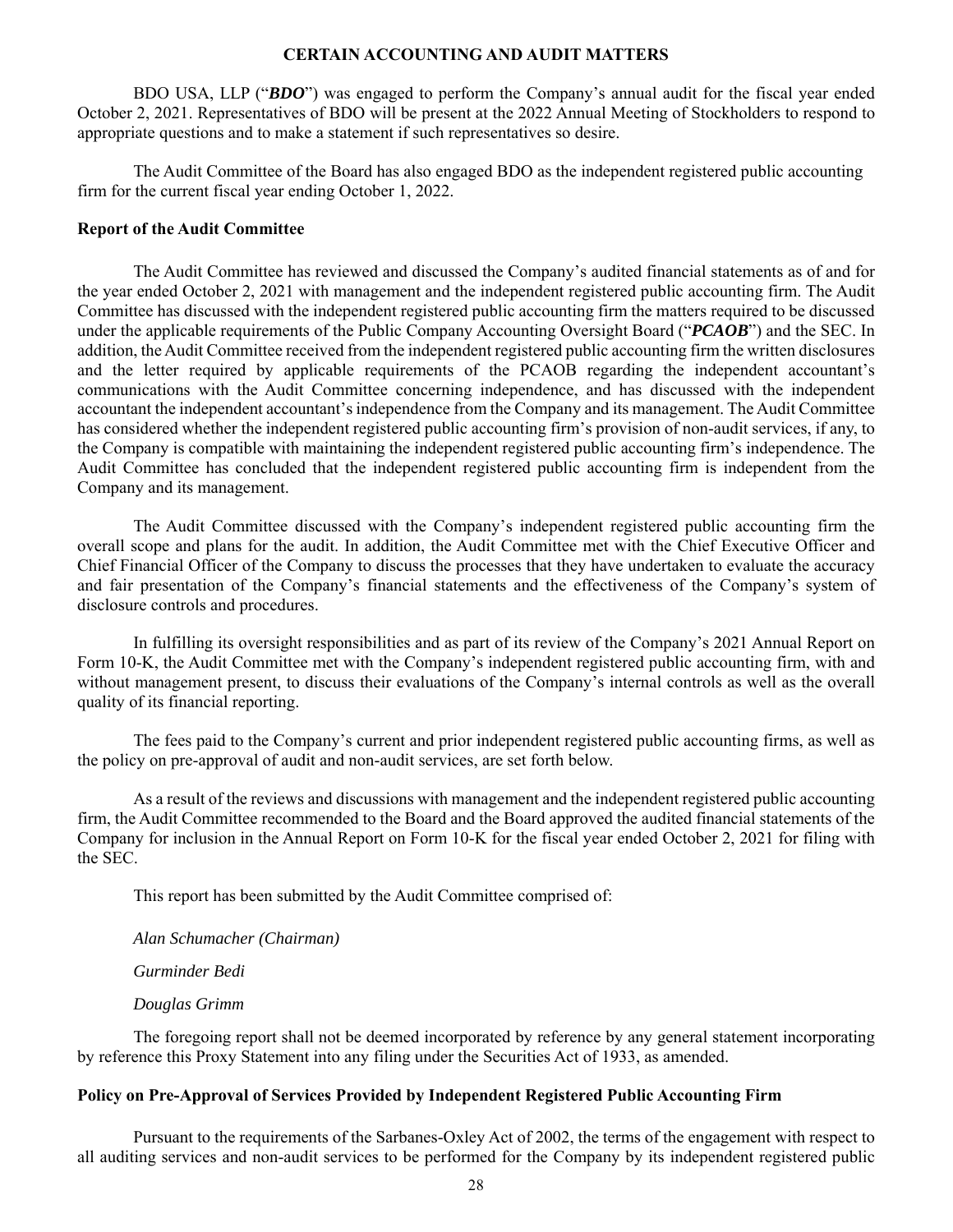## CERTAIN ACCOUNTING AND AUDIT MATTERS

BDO USA, LLP ("***BDO***") was engaged to perform the Company's annual audit for the fiscal year ended October 2, 2021. Representatives of BDO will be present at the 2022 Annual Meeting of Stockholders to respond to appropriate questions and to make a statement if such representatives so desire.

The Audit Committee of the Board has also engaged BDO as the independent registered public accounting firm for the current fiscal year ending October 1, 2022.

### Report of the Audit Committee

The Audit Committee has reviewed and discussed the Company's audited financial statements as of and for the year ended October 2, 2021 with management and the independent registered public accounting firm. The Audit Committee has discussed with the independent registered public accounting firm the matters required to be discussed under the applicable requirements of the Public Company Accounting Oversight Board ("***PCAOB***") and the SEC. In addition, the Audit Committee received from the independent registered public accounting firm the written disclosures and the letter required by applicable requirements of the PCAOB regarding the independent accountant's communications with the Audit Committee concerning independence, and has discussed with the independent accountant the independent accountant's independence from the Company and its management. The Audit Committee has considered whether the independent registered public accounting firm's provision of non-audit services, if any, to the Company is compatible with maintaining the independent registered public accounting firm's independence. The Audit Committee has concluded that the independent registered public accounting firm is independent from the Company and its management.

The Audit Committee discussed with the Company's independent registered public accounting firm the overall scope and plans for the audit. In addition, the Audit Committee met with the Chief Executive Officer and Chief Financial Officer of the Company to discuss the processes that they have undertaken to evaluate the accuracy and fair presentation of the Company's financial statements and the effectiveness of the Company's system of disclosure controls and procedures.

In fulfilling its oversight responsibilities and as part of its review of the Company's 2021 Annual Report on Form 10-K, the Audit Committee met with the Company's independent registered public accounting firm, with and without management present, to discuss their evaluations of the Company's internal controls as well as the overall quality of its financial reporting.

The fees paid to the Company's current and prior independent registered public accounting firms, as well as the policy on pre-approval of audit and non-audit services, are set forth below.

As a result of the reviews and discussions with management and the independent registered public accounting firm, the Audit Committee recommended to the Board and the Board approved the audited financial statements of the Company for inclusion in the Annual Report on Form 10-K for the fiscal year ended October 2, 2021 for filing with the SEC.

This report has been submitted by the Audit Committee comprised of:

*Alan Schumacher (Chairman)*

*Gurminder Bedi*

*Douglas Grimm*

The foregoing report shall not be deemed incorporated by reference by any general statement incorporating by reference this Proxy Statement into any filing under the Securities Act of 1933, as amended.

### Policy on Pre-Approval of Services Provided by Independent Registered Public Accounting Firm

Pursuant to the requirements of the Sarbanes-Oxley Act of 2002, the terms of the engagement with respect to all auditing services and non-audit services to be performed for the Company by its independent registered public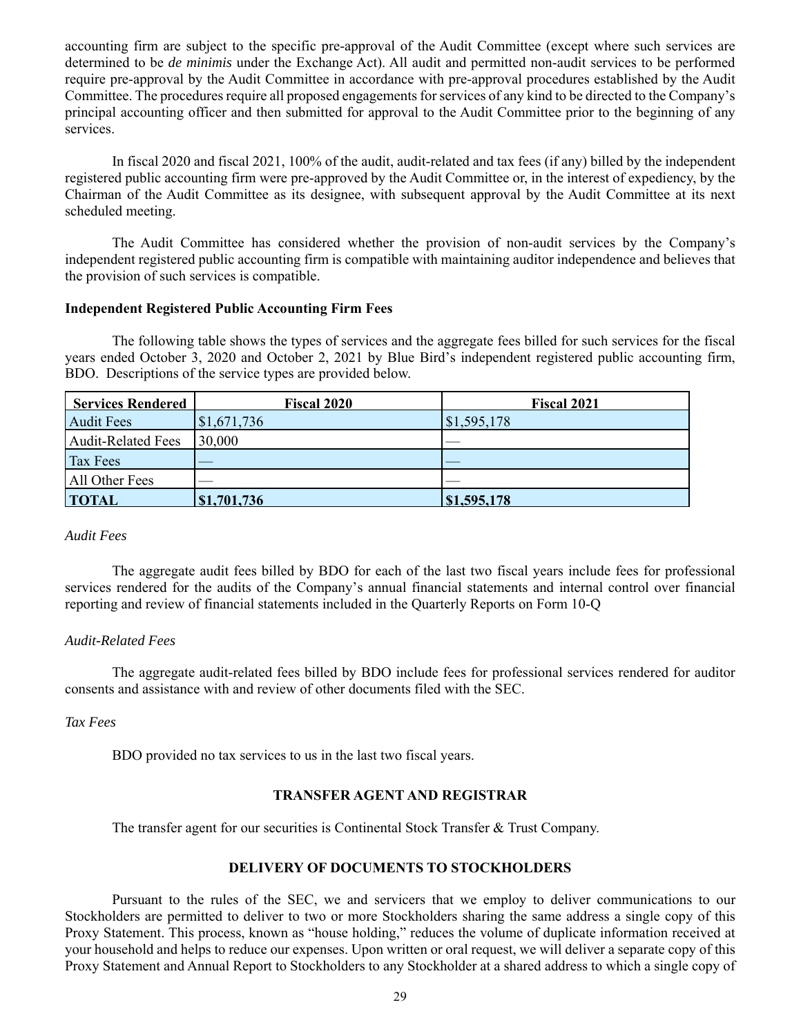accounting firm are subject to the specific pre-approval of the Audit Committee (except where such services are determined to be *de minimis* under the Exchange Act). All audit and permitted non-audit services to be performed require pre-approval by the Audit Committee in accordance with pre-approval procedures established by the Audit Committee. The procedures require all proposed engagements for services of any kind to be directed to the Company's principal accounting officer and then submitted for approval to the Audit Committee prior to the beginning of any services.

In fiscal 2020 and fiscal 2021, 100% of the audit, audit-related and tax fees (if any) billed by the independent registered public accounting firm were pre-approved by the Audit Committee or, in the interest of expediency, by the Chairman of the Audit Committee as its designee, with subsequent approval by the Audit Committee at its next scheduled meeting.

The Audit Committee has considered whether the provision of non-audit services by the Company's independent registered public accounting firm is compatible with maintaining auditor independence and believes that the provision of such services is compatible.

**Independent Registered Public Accounting Firm Fees**

The following table shows the types of services and the aggregate fees billed for such services for the fiscal years ended October 3, 2020 and October 2, 2021 by Blue Bird's independent registered public accounting firm, BDO. Descriptions of the service types are provided below.

| Services Rendered | Fiscal 2020 | Fiscal 2021 |
|---|---|---|
| Audit Fees | $1,671,736 | $1,595,178 |
| Audit-Related Fees | 30,000 | — |
| Tax Fees | — | — |
| All Other Fees | — | — |
| **TOTAL** | **$1,701,736** | **$1,595,178** |

*Audit Fees*

The aggregate audit fees billed by BDO for each of the last two fiscal years include fees for professional services rendered for the audits of the Company's annual financial statements and internal control over financial reporting and review of financial statements included in the Quarterly Reports on Form 10-Q

*Audit-Related Fees*

The aggregate audit-related fees billed by BDO include fees for professional services rendered for auditor consents and assistance with and review of other documents filed with the SEC.

*Tax Fees*

BDO provided no tax services to us in the last two fiscal years.

## TRANSFER AGENT AND REGISTRAR

The transfer agent for our securities is Continental Stock Transfer & Trust Company.

## DELIVERY OF DOCUMENTS TO STOCKHOLDERS

Pursuant to the rules of the SEC, we and servicers that we employ to deliver communications to our Stockholders are permitted to deliver to two or more Stockholders sharing the same address a single copy of this Proxy Statement. This process, known as "house holding," reduces the volume of duplicate information received at your household and helps to reduce our expenses. Upon written or oral request, we will deliver a separate copy of this Proxy Statement and Annual Report to Stockholders to any Stockholder at a shared address to which a single copy of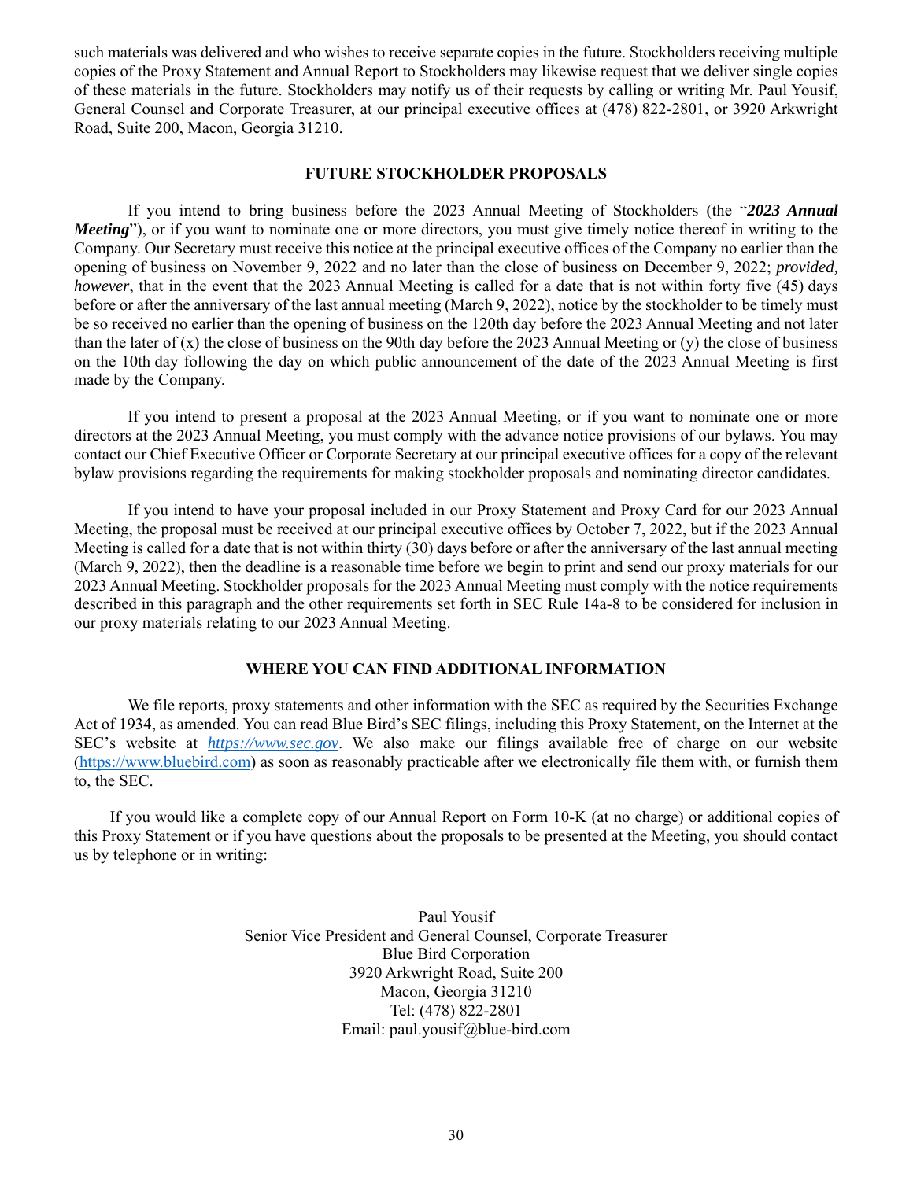such materials was delivered and who wishes to receive separate copies in the future. Stockholders receiving multiple copies of the Proxy Statement and Annual Report to Stockholders may likewise request that we deliver single copies of these materials in the future. Stockholders may notify us of their requests by calling or writing Mr. Paul Yousif, General Counsel and Corporate Treasurer, at our principal executive offices at (478) 822-2801, or 3920 Arkwright Road, Suite 200, Macon, Georgia 31210.

## FUTURE STOCKHOLDER PROPOSALS

If you intend to bring business before the 2023 Annual Meeting of Stockholders (the "***2023 Annual Meeting***"), or if you want to nominate one or more directors, you must give timely notice thereof in writing to the Company. Our Secretary must receive this notice at the principal executive offices of the Company no earlier than the opening of business on November 9, 2022 and no later than the close of business on December 9, 2022; *provided, however*, that in the event that the 2023 Annual Meeting is called for a date that is not within forty five (45) days before or after the anniversary of the last annual meeting (March 9, 2022), notice by the stockholder to be timely must be so received no earlier than the opening of business on the 120th day before the 2023 Annual Meeting and not later than the later of (x) the close of business on the 90th day before the 2023 Annual Meeting or (y) the close of business on the 10th day following the day on which public announcement of the date of the 2023 Annual Meeting is first made by the Company.

If you intend to present a proposal at the 2023 Annual Meeting, or if you want to nominate one or more directors at the 2023 Annual Meeting, you must comply with the advance notice provisions of our bylaws. You may contact our Chief Executive Officer or Corporate Secretary at our principal executive offices for a copy of the relevant bylaw provisions regarding the requirements for making stockholder proposals and nominating director candidates.

If you intend to have your proposal included in our Proxy Statement and Proxy Card for our 2023 Annual Meeting, the proposal must be received at our principal executive offices by October 7, 2022, but if the 2023 Annual Meeting is called for a date that is not within thirty (30) days before or after the anniversary of the last annual meeting (March 9, 2022), then the deadline is a reasonable time before we begin to print and send our proxy materials for our 2023 Annual Meeting. Stockholder proposals for the 2023 Annual Meeting must comply with the notice requirements described in this paragraph and the other requirements set forth in SEC Rule 14a-8 to be considered for inclusion in our proxy materials relating to our 2023 Annual Meeting.

## WHERE YOU CAN FIND ADDITIONAL INFORMATION

We file reports, proxy statements and other information with the SEC as required by the Securities Exchange Act of 1934, as amended. You can read Blue Bird's SEC filings, including this Proxy Statement, on the Internet at the SEC's website at *https://www.sec.gov*. We also make our filings available free of charge on our website (https://www.bluebird.com) as soon as reasonably practicable after we electronically file them with, or furnish them to, the SEC.

If you would like a complete copy of our Annual Report on Form 10-K (at no charge) or additional copies of this Proxy Statement or if you have questions about the proposals to be presented at the Meeting, you should contact us by telephone or in writing:

Paul Yousif
Senior Vice President and General Counsel, Corporate Treasurer
Blue Bird Corporation
3920 Arkwright Road, Suite 200
Macon, Georgia 31210
Tel: (478) 822-2801
Email: paul.yousif@blue-bird.com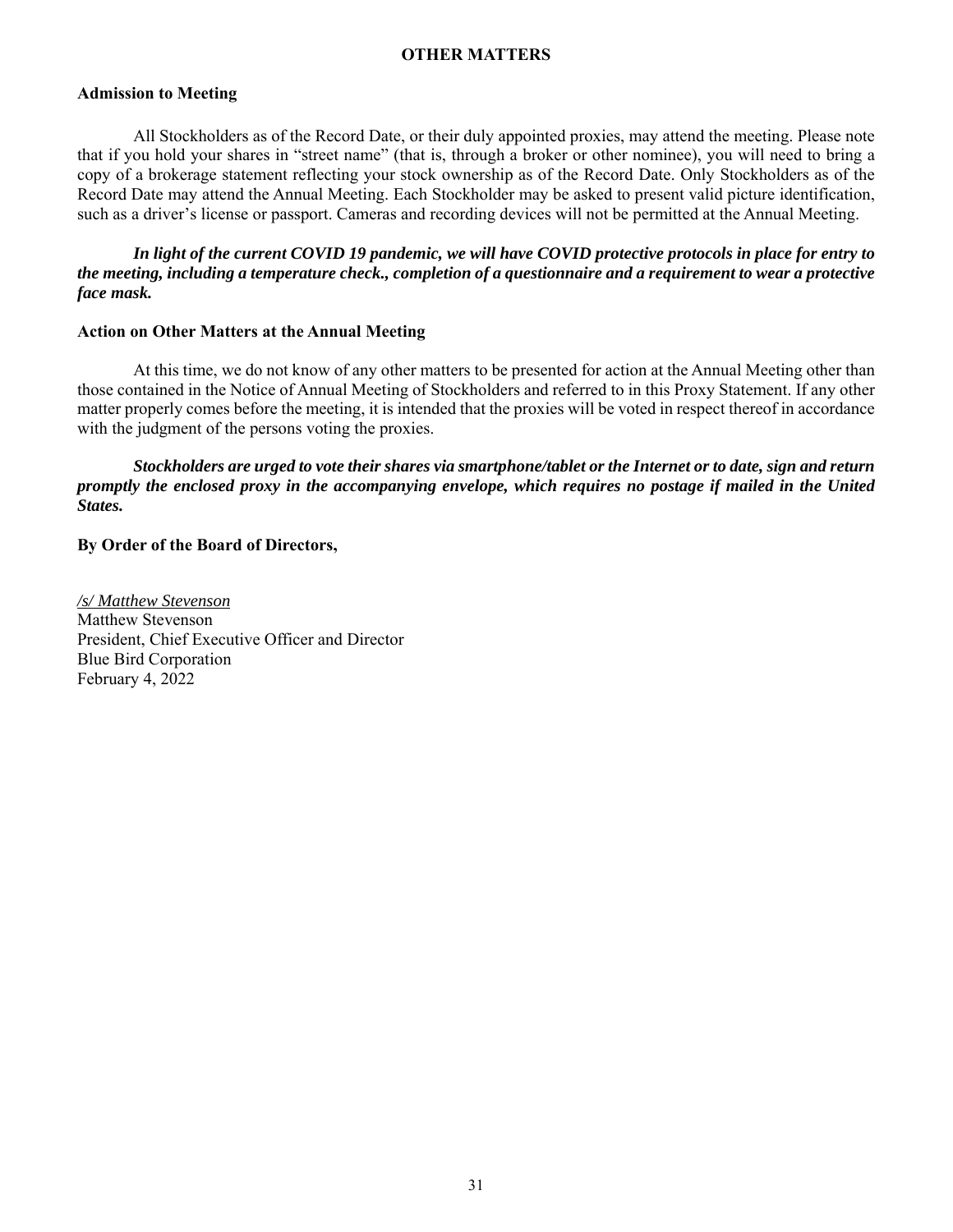## OTHER MATTERS

### Admission to Meeting

All Stockholders as of the Record Date, or their duly appointed proxies, may attend the meeting. Please note that if you hold your shares in "street name" (that is, through a broker or other nominee), you will need to bring a copy of a brokerage statement reflecting your stock ownership as of the Record Date. Only Stockholders as of the Record Date may attend the Annual Meeting. Each Stockholder may be asked to present valid picture identification, such as a driver's license or passport. Cameras and recording devices will not be permitted at the Annual Meeting.

***In light of the current COVID 19 pandemic, we will have COVID protective protocols in place for entry to the meeting, including a temperature check., completion of a questionnaire and a requirement to wear a protective face mask.***

### Action on Other Matters at the Annual Meeting

At this time, we do not know of any other matters to be presented for action at the Annual Meeting other than those contained in the Notice of Annual Meeting of Stockholders and referred to in this Proxy Statement. If any other matter properly comes before the meeting, it is intended that the proxies will be voted in respect thereof in accordance with the judgment of the persons voting the proxies.

***Stockholders are urged to vote their shares via smartphone/tablet or the Internet or to date, sign and return promptly the enclosed proxy in the accompanying envelope, which requires no postage if mailed in the United States.***

**By Order of the Board of Directors,**

*/s/ Matthew Stevenson*
Matthew Stevenson
President, Chief Executive Officer and Director
Blue Bird Corporation
February 4, 2022